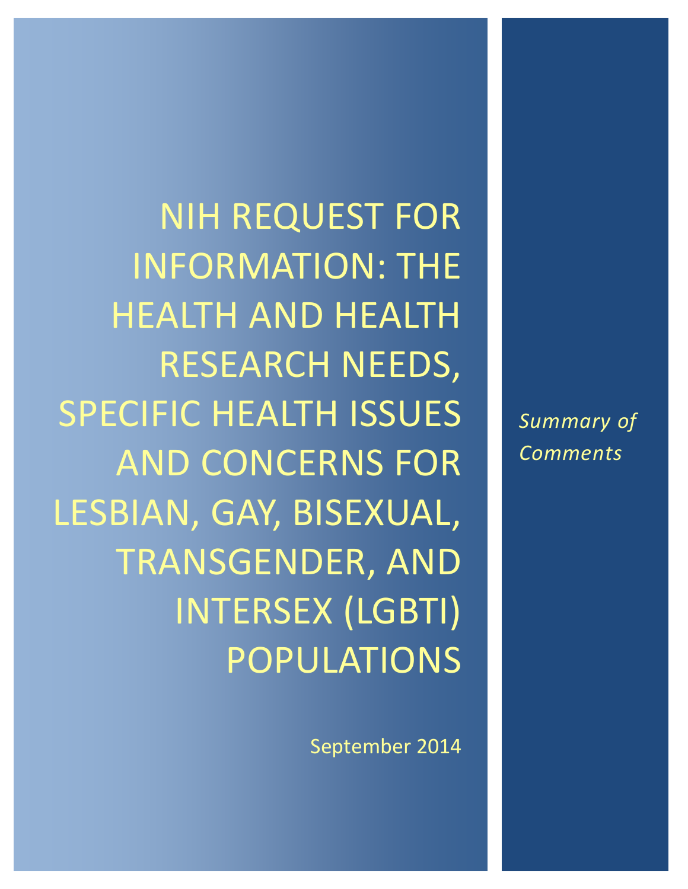# NIH REQUEST FOR INFORMATION: THE HEALTH AND HEALTH RESEARCH NEEDS, SPECIFIC HEALTH ISSUES AND CONCERNS FOR LESBIAN, GAY, BISEXUAL, TRANSGENDER, AND INTERSEX (LGBTI) POPULATIONS

September 2014

*Summary of Comments*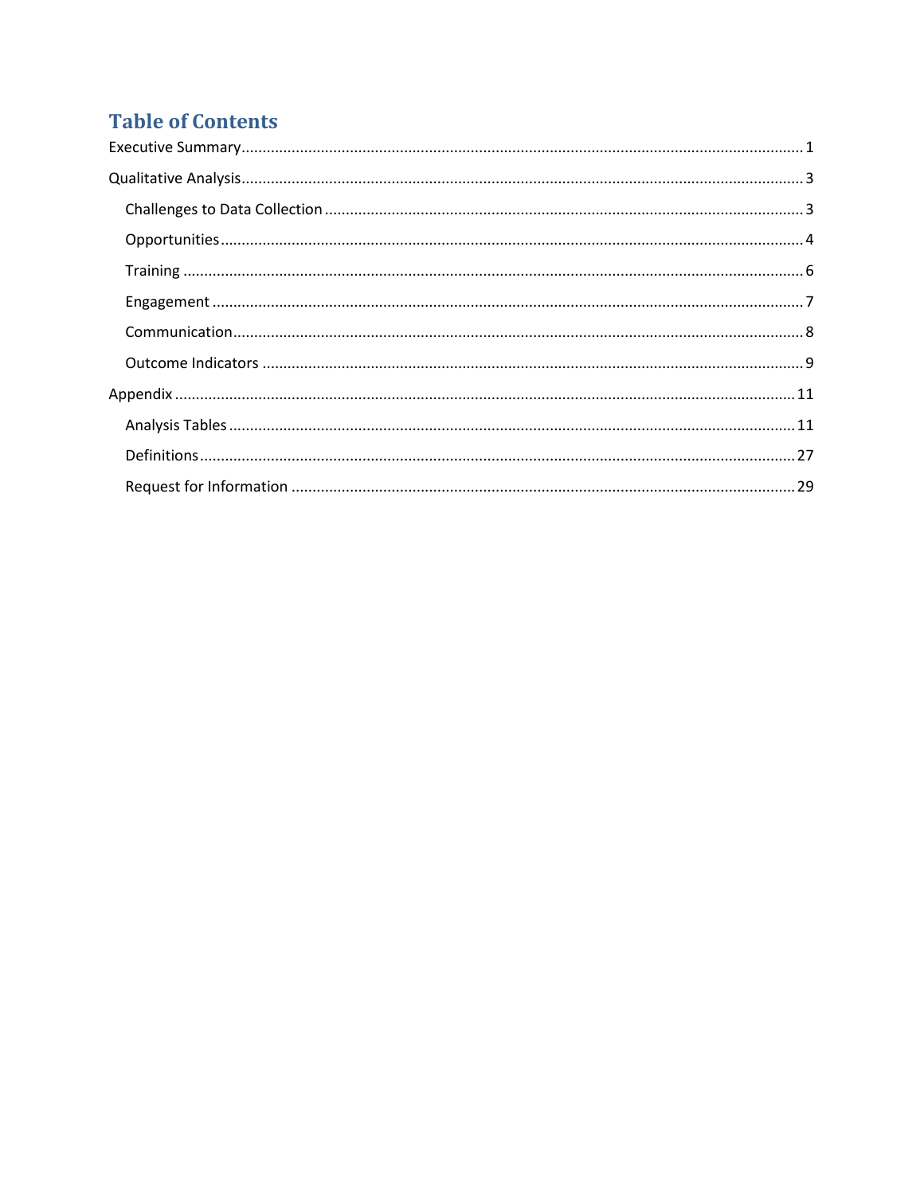# Table of Contents

Executive Summary ........................................................................................................................ 1

Qualitative Analysis ........................................................................................................................ 3

- Challenges to Data Collection ..................................................................................................... 3
- Opportunities ............................................................................................................................... 4
- Training ........................................................................................................................................ 6
- Engagement ................................................................................................................................. 7
- Communication ............................................................................................................................ 8
- Outcome Indicators ..................................................................................................................... 9

Appendix ....................................................................................................................................... 11

- Analysis Tables ........................................................................................................................... 11
- Definitions .................................................................................................................................. 27
- Request for Information ............................................................................................................ 29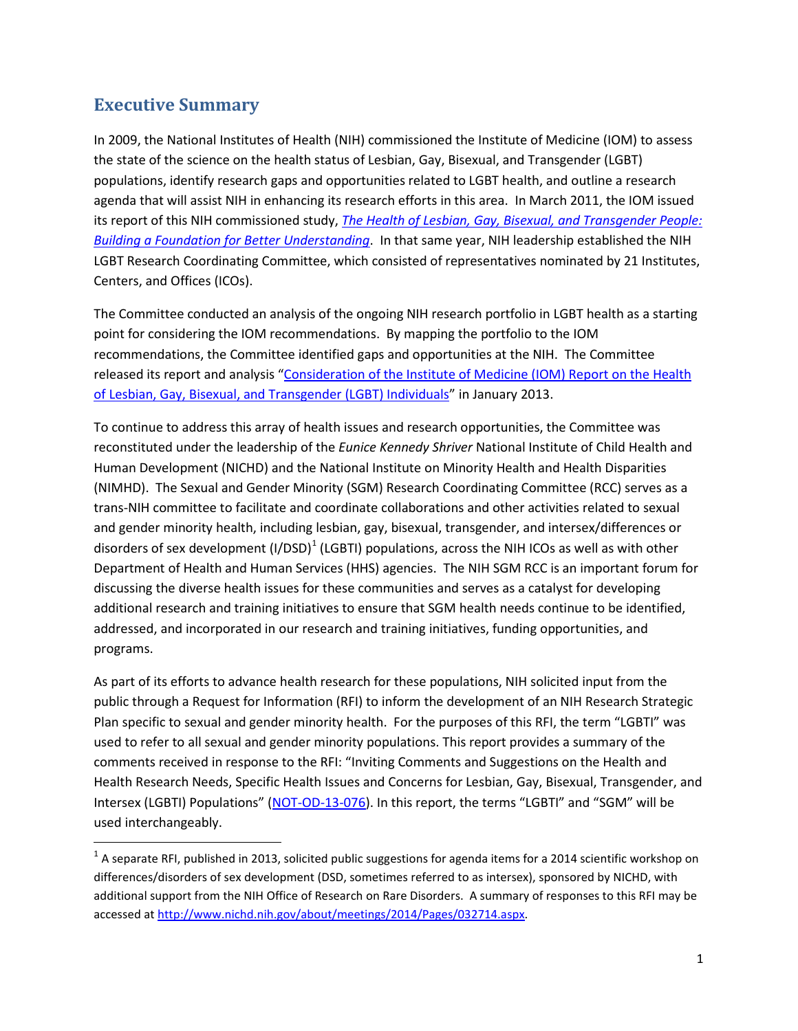## Executive Summary

In 2009, the National Institutes of Health (NIH) commissioned the Institute of Medicine (IOM) to assess the state of the science on the health status of Lesbian, Gay, Bisexual, and Transgender (LGBT) populations, identify research gaps and opportunities related to LGBT health, and outline a research agenda that will assist NIH in enhancing its research efforts in this area. In March 2011, the IOM issued its report of this NIH commissioned study, *The Health of Lesbian, Gay, Bisexual, and Transgender People: Building a Foundation for Better Understanding*. In that same year, NIH leadership established the NIH LGBT Research Coordinating Committee, which consisted of representatives nominated by 21 Institutes, Centers, and Offices (ICOs).

The Committee conducted an analysis of the ongoing NIH research portfolio in LGBT health as a starting point for considering the IOM recommendations. By mapping the portfolio to the IOM recommendations, the Committee identified gaps and opportunities at the NIH. The Committee released its report and analysis "Consideration of the Institute of Medicine (IOM) Report on the Health of Lesbian, Gay, Bisexual, and Transgender (LGBT) Individuals" in January 2013.

To continue to address this array of health issues and research opportunities, the Committee was reconstituted under the leadership of the *Eunice Kennedy Shriver* National Institute of Child Health and Human Development (NICHD) and the National Institute on Minority Health and Health Disparities (NIMHD). The Sexual and Gender Minority (SGM) Research Coordinating Committee (RCC) serves as a trans-NIH committee to facilitate and coordinate collaborations and other activities related to sexual and gender minority health, including lesbian, gay, bisexual, transgender, and intersex/differences or disorders of sex development (I/DSD)[1] (LGBTI) populations, across the NIH ICOs as well as with other Department of Health and Human Services (HHS) agencies. The NIH SGM RCC is an important forum for discussing the diverse health issues for these communities and serves as a catalyst for developing additional research and training initiatives to ensure that SGM health needs continue to be identified, addressed, and incorporated in our research and training initiatives, funding opportunities, and programs.

As part of its efforts to advance health research for these populations, NIH solicited input from the public through a Request for Information (RFI) to inform the development of an NIH Research Strategic Plan specific to sexual and gender minority health. For the purposes of this RFI, the term "LGBTI" was used to refer to all sexual and gender minority populations. This report provides a summary of the comments received in response to the RFI: "Inviting Comments and Suggestions on the Health and Health Research Needs, Specific Health Issues and Concerns for Lesbian, Gay, Bisexual, Transgender, and Intersex (LGBTI) Populations" (NOT-OD-13-076). In this report, the terms "LGBTI" and "SGM" will be used interchangeably.

[1] A separate RFI, published in 2013, solicited public suggestions for agenda items for a 2014 scientific workshop on differences/disorders of sex development (DSD, sometimes referred to as intersex), sponsored by NICHD, with additional support from the NIH Office of Research on Rare Disorders. A summary of responses to this RFI may be accessed at http://www.nichd.nih.gov/about/meetings/2014/Pages/032714.aspx.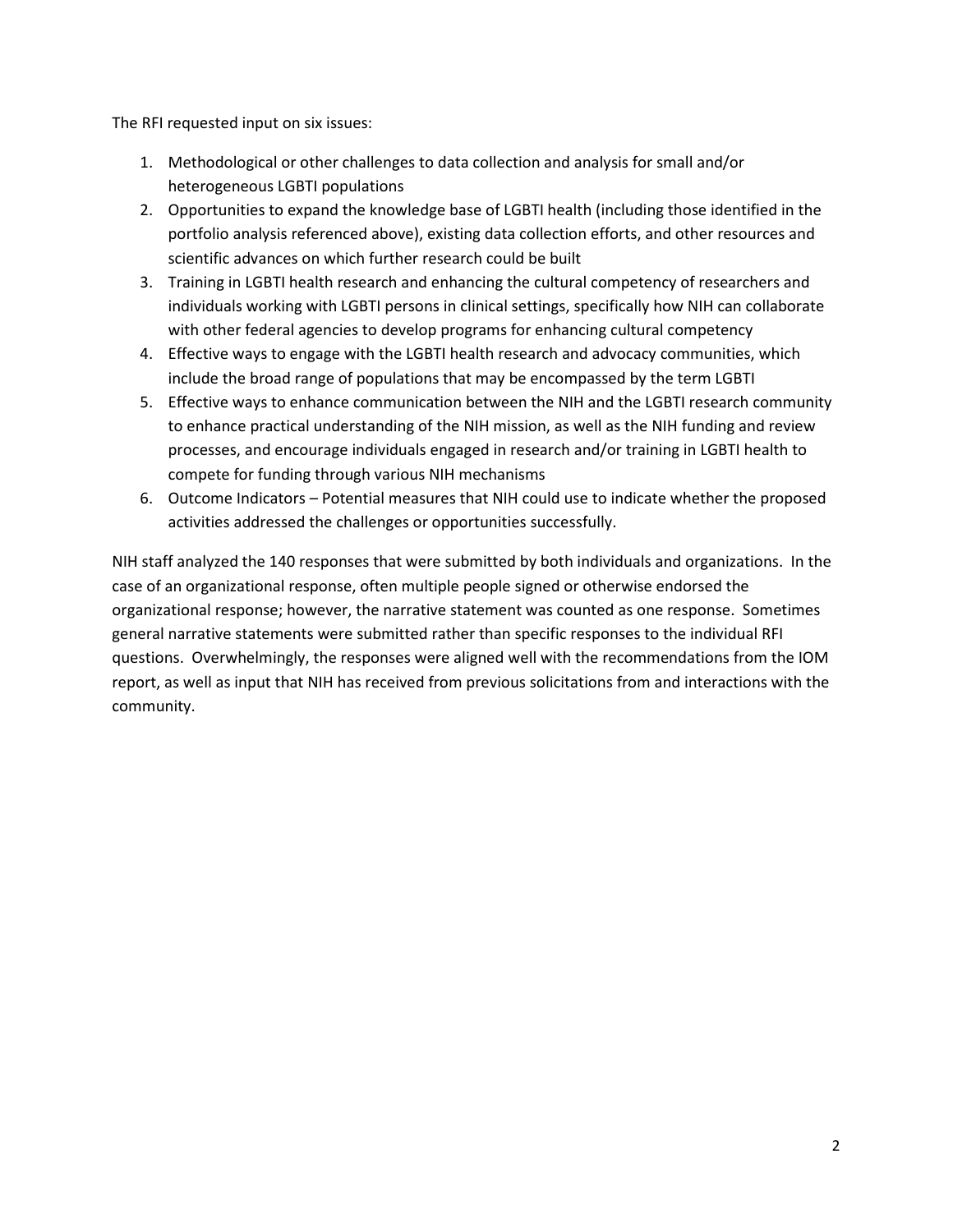The RFI requested input on six issues:

1. Methodological or other challenges to data collection and analysis for small and/or heterogeneous LGBTI populations
2. Opportunities to expand the knowledge base of LGBTI health (including those identified in the portfolio analysis referenced above), existing data collection efforts, and other resources and scientific advances on which further research could be built
3. Training in LGBTI health research and enhancing the cultural competency of researchers and individuals working with LGBTI persons in clinical settings, specifically how NIH can collaborate with other federal agencies to develop programs for enhancing cultural competency
4. Effective ways to engage with the LGBTI health research and advocacy communities, which include the broad range of populations that may be encompassed by the term LGBTI
5. Effective ways to enhance communication between the NIH and the LGBTI research community to enhance practical understanding of the NIH mission, as well as the NIH funding and review processes, and encourage individuals engaged in research and/or training in LGBTI health to compete for funding through various NIH mechanisms
6. Outcome Indicators – Potential measures that NIH could use to indicate whether the proposed activities addressed the challenges or opportunities successfully.

NIH staff analyzed the 140 responses that were submitted by both individuals and organizations. In the case of an organizational response, often multiple people signed or otherwise endorsed the organizational response; however, the narrative statement was counted as one response. Sometimes general narrative statements were submitted rather than specific responses to the individual RFI questions. Overwhelmingly, the responses were aligned well with the recommendations from the IOM report, as well as input that NIH has received from previous solicitations from and interactions with the community.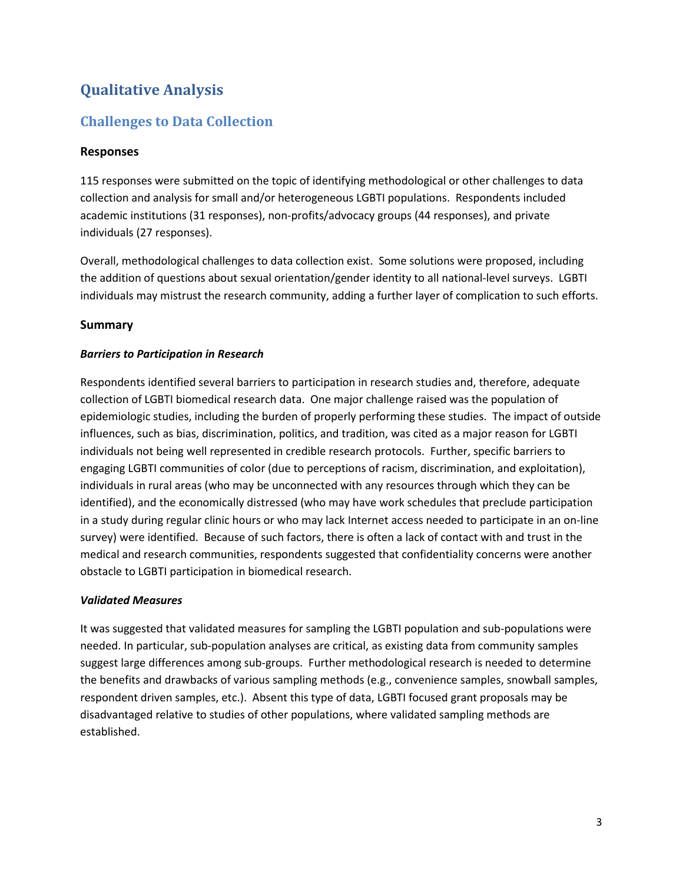# Qualitative Analysis

## Challenges to Data Collection

### Responses

115 responses were submitted on the topic of identifying methodological or other challenges to data collection and analysis for small and/or heterogeneous LGBTI populations. Respondents included academic institutions (31 responses), non-profits/advocacy groups (44 responses), and private individuals (27 responses).

Overall, methodological challenges to data collection exist. Some solutions were proposed, including the addition of questions about sexual orientation/gender identity to all national-level surveys. LGBTI individuals may mistrust the research community, adding a further layer of complication to such efforts.

### Summary

#### *Barriers to Participation in Research*

Respondents identified several barriers to participation in research studies and, therefore, adequate collection of LGBTI biomedical research data. One major challenge raised was the population of epidemiologic studies, including the burden of properly performing these studies. The impact of outside influences, such as bias, discrimination, politics, and tradition, was cited as a major reason for LGBTI individuals not being well represented in credible research protocols. Further, specific barriers to engaging LGBTI communities of color (due to perceptions of racism, discrimination, and exploitation), individuals in rural areas (who may be unconnected with any resources through which they can be identified), and the economically distressed (who may have work schedules that preclude participation in a study during regular clinic hours or who may lack Internet access needed to participate in an on-line survey) were identified. Because of such factors, there is often a lack of contact with and trust in the medical and research communities, respondents suggested that confidentiality concerns were another obstacle to LGBTI participation in biomedical research.

#### *Validated Measures*

It was suggested that validated measures for sampling the LGBTI population and sub-populations were needed. In particular, sub-population analyses are critical, as existing data from community samples suggest large differences among sub-groups. Further methodological research is needed to determine the benefits and drawbacks of various sampling methods (e.g., convenience samples, snowball samples, respondent driven samples, etc.). Absent this type of data, LGBTI focused grant proposals may be disadvantaged relative to studies of other populations, where validated sampling methods are established.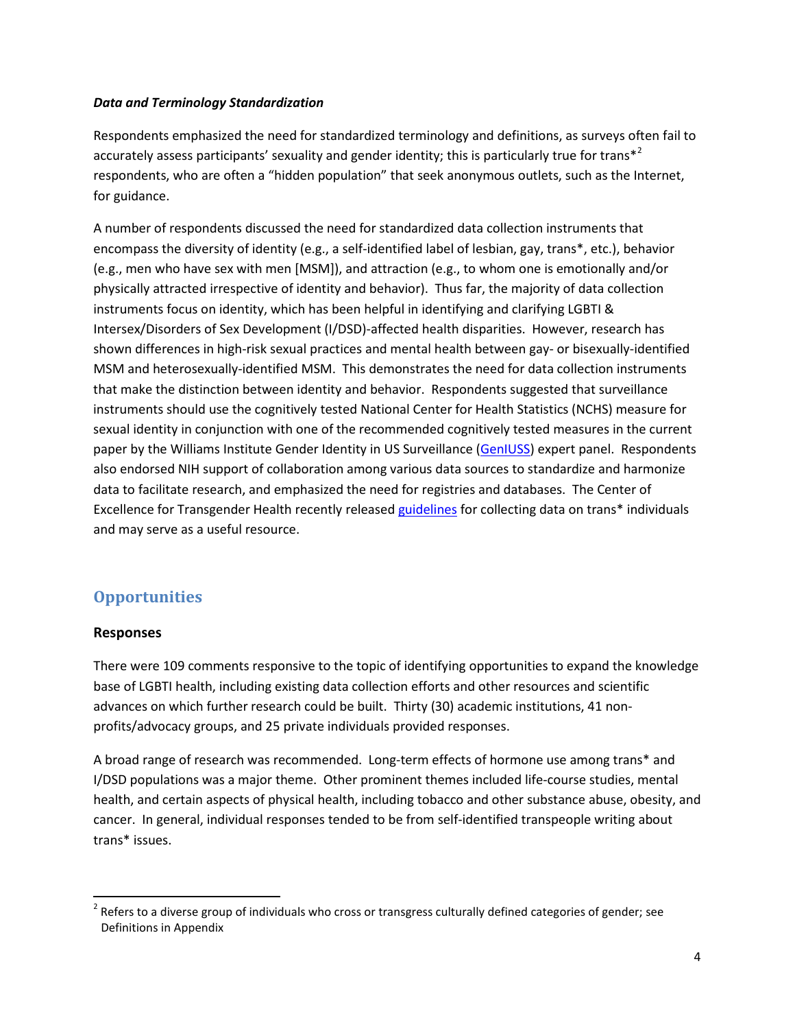### *Data and Terminology Standardization*

Respondents emphasized the need for standardized terminology and definitions, as surveys often fail to accurately assess participants' sexuality and gender identity; this is particularly true for trans*[2] respondents, who are often a "hidden population" that seek anonymous outlets, such as the Internet, for guidance.

A number of respondents discussed the need for standardized data collection instruments that encompass the diversity of identity (e.g., a self-identified label of lesbian, gay, trans*, etc.), behavior (e.g., men who have sex with men [MSM]), and attraction (e.g., to whom one is emotionally and/or physically attracted irrespective of identity and behavior). Thus far, the majority of data collection instruments focus on identity, which has been helpful in identifying and clarifying LGBTI & Intersex/Disorders of Sex Development (I/DSD)-affected health disparities. However, research has shown differences in high-risk sexual practices and mental health between gay- or bisexually-identified MSM and heterosexually-identified MSM. This demonstrates the need for data collection instruments that make the distinction between identity and behavior. Respondents suggested that surveillance instruments should use the cognitively tested National Center for Health Statistics (NCHS) measure for sexual identity in conjunction with one of the recommended cognitively tested measures in the current paper by the Williams Institute Gender Identity in US Surveillance (GenIUSS) expert panel. Respondents also endorsed NIH support of collaboration among various data sources to standardize and harmonize data to facilitate research, and emphasized the need for registries and databases. The Center of Excellence for Transgender Health recently released guidelines for collecting data on trans* individuals and may serve as a useful resource.

## Opportunities

### Responses

There were 109 comments responsive to the topic of identifying opportunities to expand the knowledge base of LGBTI health, including existing data collection efforts and other resources and scientific advances on which further research could be built. Thirty (30) academic institutions, 41 non-profits/advocacy groups, and 25 private individuals provided responses.

A broad range of research was recommended. Long-term effects of hormone use among trans* and I/DSD populations was a major theme. Other prominent themes included life-course studies, mental health, and certain aspects of physical health, including tobacco and other substance abuse, obesity, and cancer. In general, individual responses tended to be from self-identified transpeople writing about trans* issues.

---

[2] Refers to a diverse group of individuals who cross or transgress culturally defined categories of gender; see Definitions in Appendix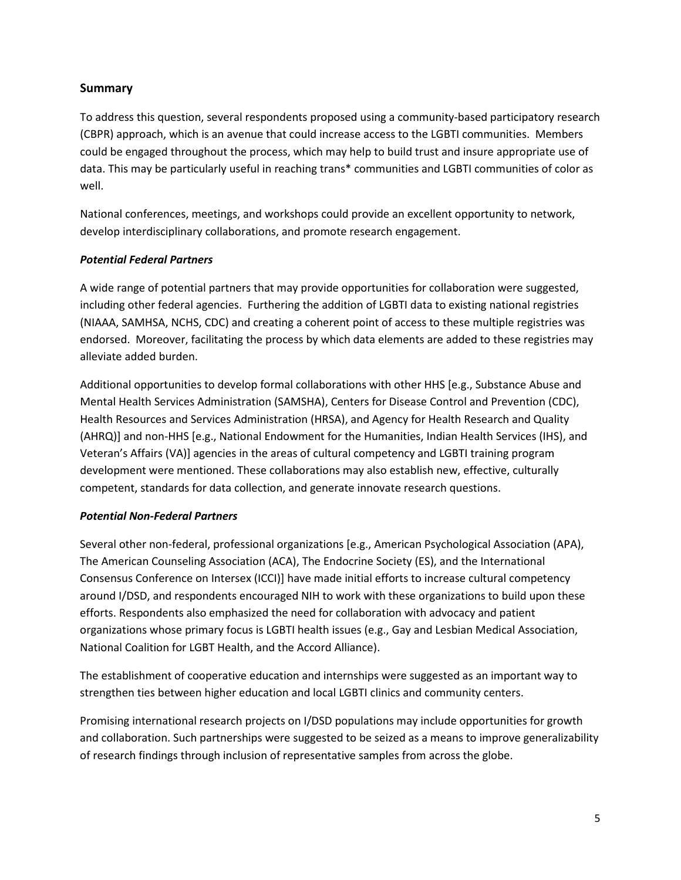## Summary

To address this question, several respondents proposed using a community-based participatory research (CBPR) approach, which is an avenue that could increase access to the LGBTI communities. Members could be engaged throughout the process, which may help to build trust and insure appropriate use of data. This may be particularly useful in reaching trans* communities and LGBTI communities of color as well.

National conferences, meetings, and workshops could provide an excellent opportunity to network, develop interdisciplinary collaborations, and promote research engagement.

### *Potential Federal Partners*

A wide range of potential partners that may provide opportunities for collaboration were suggested, including other federal agencies. Furthering the addition of LGBTI data to existing national registries (NIAAA, SAMHSA, NCHS, CDC) and creating a coherent point of access to these multiple registries was endorsed. Moreover, facilitating the process by which data elements are added to these registries may alleviate added burden.

Additional opportunities to develop formal collaborations with other HHS [e.g., Substance Abuse and Mental Health Services Administration (SAMSHA), Centers for Disease Control and Prevention (CDC), Health Resources and Services Administration (HRSA), and Agency for Health Research and Quality (AHRQ)] and non-HHS [e.g., National Endowment for the Humanities, Indian Health Services (IHS), and Veteran's Affairs (VA)] agencies in the areas of cultural competency and LGBTI training program development were mentioned. These collaborations may also establish new, effective, culturally competent, standards for data collection, and generate innovate research questions.

### *Potential Non-Federal Partners*

Several other non-federal, professional organizations [e.g., American Psychological Association (APA), The American Counseling Association (ACA), The Endocrine Society (ES), and the International Consensus Conference on Intersex (ICCI)] have made initial efforts to increase cultural competency around I/DSD, and respondents encouraged NIH to work with these organizations to build upon these efforts. Respondents also emphasized the need for collaboration with advocacy and patient organizations whose primary focus is LGBTI health issues (e.g., Gay and Lesbian Medical Association, National Coalition for LGBT Health, and the Accord Alliance).

The establishment of cooperative education and internships were suggested as an important way to strengthen ties between higher education and local LGBTI clinics and community centers.

Promising international research projects on I/DSD populations may include opportunities for growth and collaboration. Such partnerships were suggested to be seized as a means to improve generalizability of research findings through inclusion of representative samples from across the globe.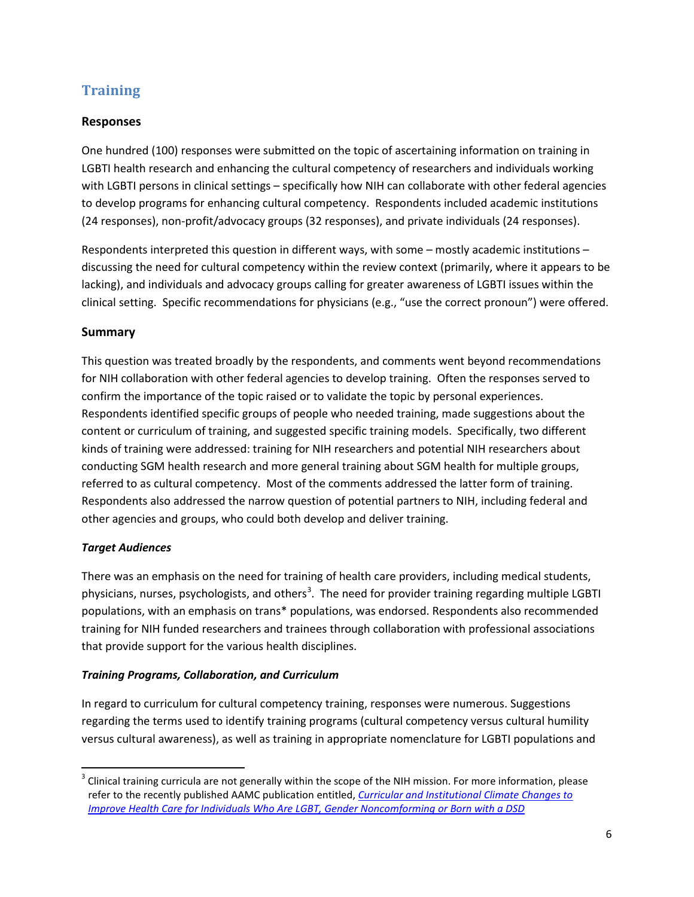## Training

### Responses

One hundred (100) responses were submitted on the topic of ascertaining information on training in LGBTI health research and enhancing the cultural competency of researchers and individuals working with LGBTI persons in clinical settings – specifically how NIH can collaborate with other federal agencies to develop programs for enhancing cultural competency. Respondents included academic institutions (24 responses), non-profit/advocacy groups (32 responses), and private individuals (24 responses).

Respondents interpreted this question in different ways, with some – mostly academic institutions – discussing the need for cultural competency within the review context (primarily, where it appears to be lacking), and individuals and advocacy groups calling for greater awareness of LGBTI issues within the clinical setting. Specific recommendations for physicians (e.g., "use the correct pronoun") were offered.

### Summary

This question was treated broadly by the respondents, and comments went beyond recommendations for NIH collaboration with other federal agencies to develop training. Often the responses served to confirm the importance of the topic raised or to validate the topic by personal experiences. Respondents identified specific groups of people who needed training, made suggestions about the content or curriculum of training, and suggested specific training models. Specifically, two different kinds of training were addressed: training for NIH researchers and potential NIH researchers about conducting SGM health research and more general training about SGM health for multiple groups, referred to as cultural competency. Most of the comments addressed the latter form of training. Respondents also addressed the narrow question of potential partners to NIH, including federal and other agencies and groups, who could both develop and deliver training.

#### *Target Audiences*

There was an emphasis on the need for training of health care providers, including medical students, physicians, nurses, psychologists, and others[3]. The need for provider training regarding multiple LGBTI populations, with an emphasis on trans* populations, was endorsed. Respondents also recommended training for NIH funded researchers and trainees through collaboration with professional associations that provide support for the various health disciplines.

#### *Training Programs, Collaboration, and Curriculum*

In regard to curriculum for cultural competency training, responses were numerous. Suggestions regarding the terms used to identify training programs (cultural competency versus cultural humility versus cultural awareness), as well as training in appropriate nomenclature for LGBTI populations and

---

[3] Clinical training curricula are not generally within the scope of the NIH mission. For more information, please refer to the recently published AAMC publication entitled, *Curricular and Institutional Climate Changes to Improve Health Care for Individuals Who Are LGBT, Gender Noncomforming or Born with a DSD*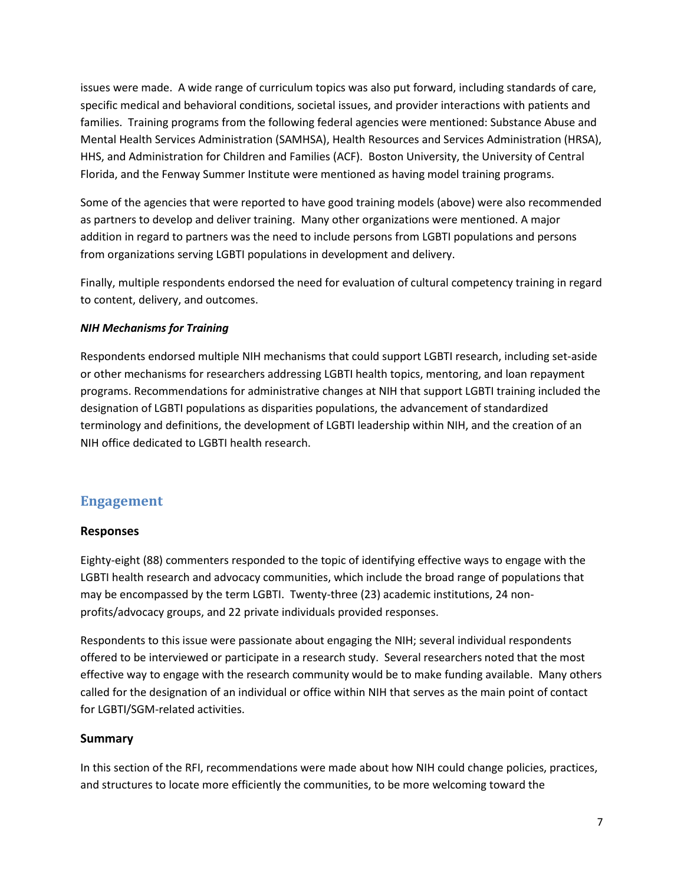issues were made. A wide range of curriculum topics was also put forward, including standards of care, specific medical and behavioral conditions, societal issues, and provider interactions with patients and families. Training programs from the following federal agencies were mentioned: Substance Abuse and Mental Health Services Administration (SAMHSA), Health Resources and Services Administration (HRSA), HHS, and Administration for Children and Families (ACF). Boston University, the University of Central Florida, and the Fenway Summer Institute were mentioned as having model training programs.

Some of the agencies that were reported to have good training models (above) were also recommended as partners to develop and deliver training. Many other organizations were mentioned. A major addition in regard to partners was the need to include persons from LGBTI populations and persons from organizations serving LGBTI populations in development and delivery.

Finally, multiple respondents endorsed the need for evaluation of cultural competency training in regard to content, delivery, and outcomes.

***NIH Mechanisms for Training***

Respondents endorsed multiple NIH mechanisms that could support LGBTI research, including set-aside or other mechanisms for researchers addressing LGBTI health topics, mentoring, and loan repayment programs. Recommendations for administrative changes at NIH that support LGBTI training included the designation of LGBTI populations as disparities populations, the advancement of standardized terminology and definitions, the development of LGBTI leadership within NIH, and the creation of an NIH office dedicated to LGBTI health research.

## Engagement

### Responses

Eighty-eight (88) commenters responded to the topic of identifying effective ways to engage with the LGBTI health research and advocacy communities, which include the broad range of populations that may be encompassed by the term LGBTI. Twenty-three (23) academic institutions, 24 non-profits/advocacy groups, and 22 private individuals provided responses.

Respondents to this issue were passionate about engaging the NIH; several individual respondents offered to be interviewed or participate in a research study. Several researchers noted that the most effective way to engage with the research community would be to make funding available. Many others called for the designation of an individual or office within NIH that serves as the main point of contact for LGBTI/SGM-related activities.

### Summary

In this section of the RFI, recommendations were made about how NIH could change policies, practices, and structures to locate more efficiently the communities, to be more welcoming toward the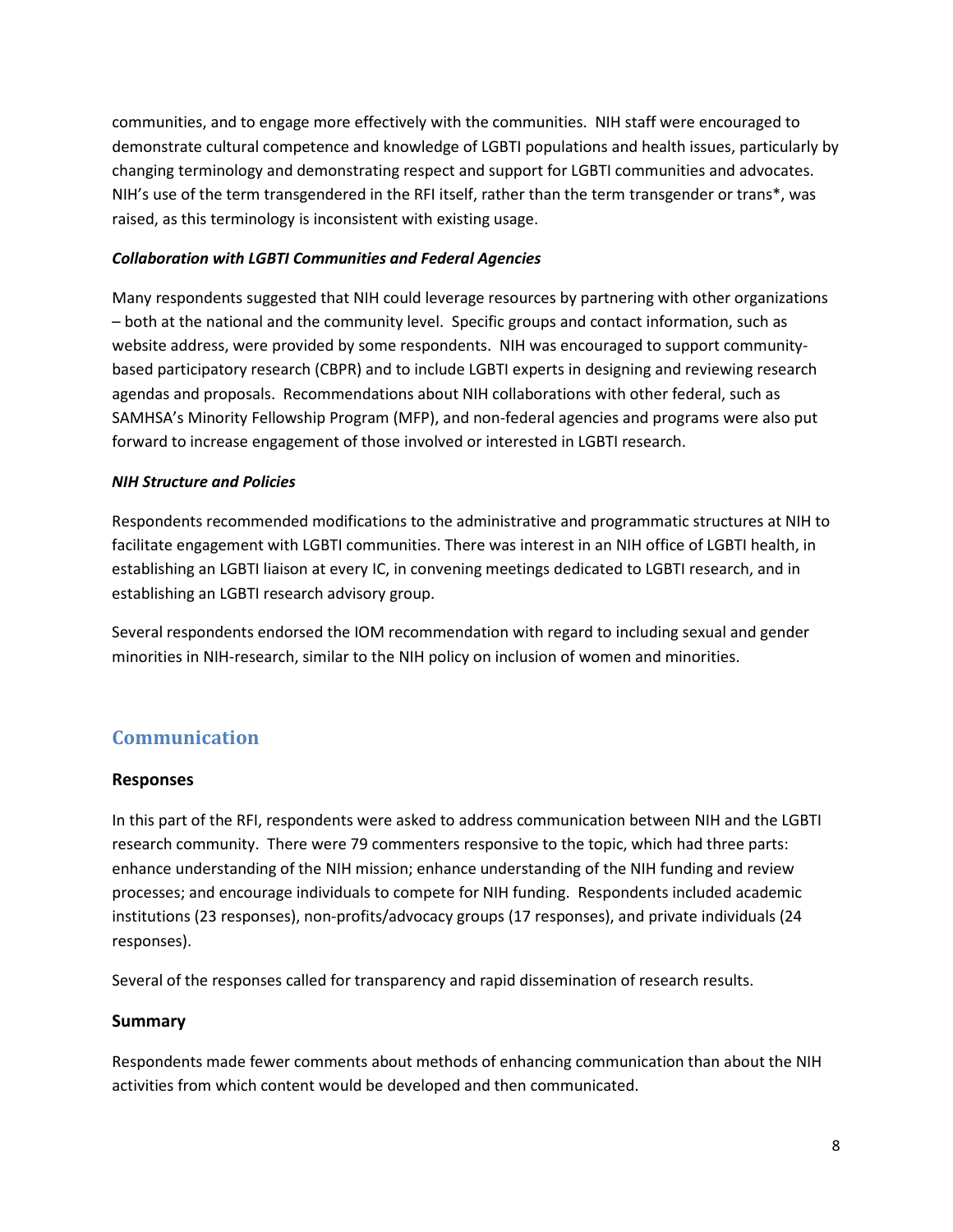communities, and to engage more effectively with the communities. NIH staff were encouraged to demonstrate cultural competence and knowledge of LGBTI populations and health issues, particularly by changing terminology and demonstrating respect and support for LGBTI communities and advocates. NIH's use of the term transgendered in the RFI itself, rather than the term transgender or trans*, was raised, as this terminology is inconsistent with existing usage.

***Collaboration with LGBTI Communities and Federal Agencies***

Many respondents suggested that NIH could leverage resources by partnering with other organizations – both at the national and the community level. Specific groups and contact information, such as website address, were provided by some respondents. NIH was encouraged to support community-based participatory research (CBPR) and to include LGBTI experts in designing and reviewing research agendas and proposals. Recommendations about NIH collaborations with other federal, such as SAMHSA's Minority Fellowship Program (MFP), and non-federal agencies and programs were also put forward to increase engagement of those involved or interested in LGBTI research.

***NIH Structure and Policies***

Respondents recommended modifications to the administrative and programmatic structures at NIH to facilitate engagement with LGBTI communities. There was interest in an NIH office of LGBTI health, in establishing an LGBTI liaison at every IC, in convening meetings dedicated to LGBTI research, and in establishing an LGBTI research advisory group.

Several respondents endorsed the IOM recommendation with regard to including sexual and gender minorities in NIH-research, similar to the NIH policy on inclusion of women and minorities.

## Communication

### Responses

In this part of the RFI, respondents were asked to address communication between NIH and the LGBTI research community. There were 79 commenters responsive to the topic, which had three parts: enhance understanding of the NIH mission; enhance understanding of the NIH funding and review processes; and encourage individuals to compete for NIH funding. Respondents included academic institutions (23 responses), non-profits/advocacy groups (17 responses), and private individuals (24 responses).

Several of the responses called for transparency and rapid dissemination of research results.

### Summary

Respondents made fewer comments about methods of enhancing communication than about the NIH activities from which content would be developed and then communicated.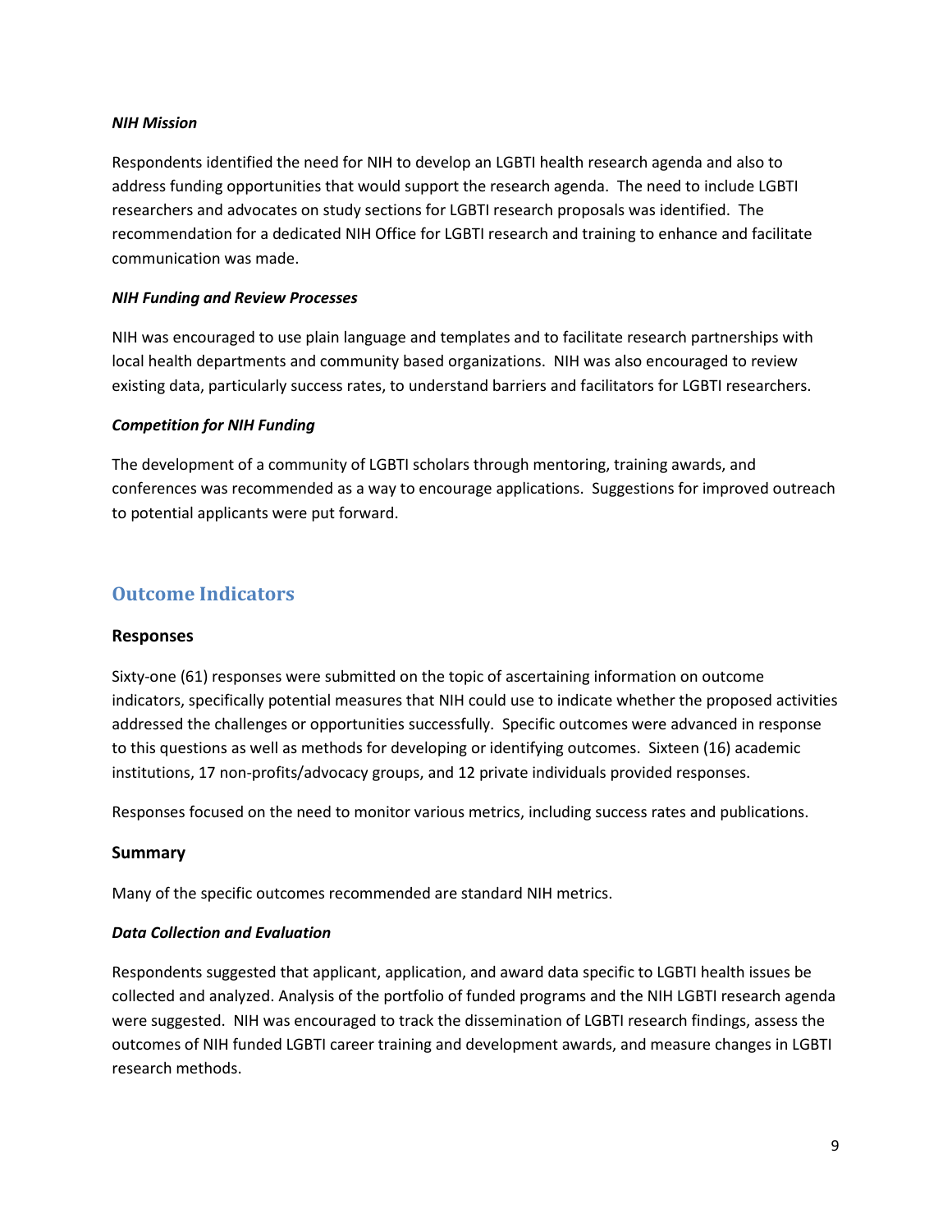***NIH Mission***

Respondents identified the need for NIH to develop an LGBTI health research agenda and also to address funding opportunities that would support the research agenda. The need to include LGBTI researchers and advocates on study sections for LGBTI research proposals was identified. The recommendation for a dedicated NIH Office for LGBTI research and training to enhance and facilitate communication was made.

***NIH Funding and Review Processes***

NIH was encouraged to use plain language and templates and to facilitate research partnerships with local health departments and community based organizations. NIH was also encouraged to review existing data, particularly success rates, to understand barriers and facilitators for LGBTI researchers.

***Competition for NIH Funding***

The development of a community of LGBTI scholars through mentoring, training awards, and conferences was recommended as a way to encourage applications. Suggestions for improved outreach to potential applicants were put forward.

## Outcome Indicators

### Responses

Sixty-one (61) responses were submitted on the topic of ascertaining information on outcome indicators, specifically potential measures that NIH could use to indicate whether the proposed activities addressed the challenges or opportunities successfully. Specific outcomes were advanced in response to this questions as well as methods for developing or identifying outcomes. Sixteen (16) academic institutions, 17 non-profits/advocacy groups, and 12 private individuals provided responses.

Responses focused on the need to monitor various metrics, including success rates and publications.

### Summary

Many of the specific outcomes recommended are standard NIH metrics.

***Data Collection and Evaluation***

Respondents suggested that applicant, application, and award data specific to LGBTI health issues be collected and analyzed. Analysis of the portfolio of funded programs and the NIH LGBTI research agenda were suggested. NIH was encouraged to track the dissemination of LGBTI research findings, assess the outcomes of NIH funded LGBTI career training and development awards, and measure changes in LGBTI research methods.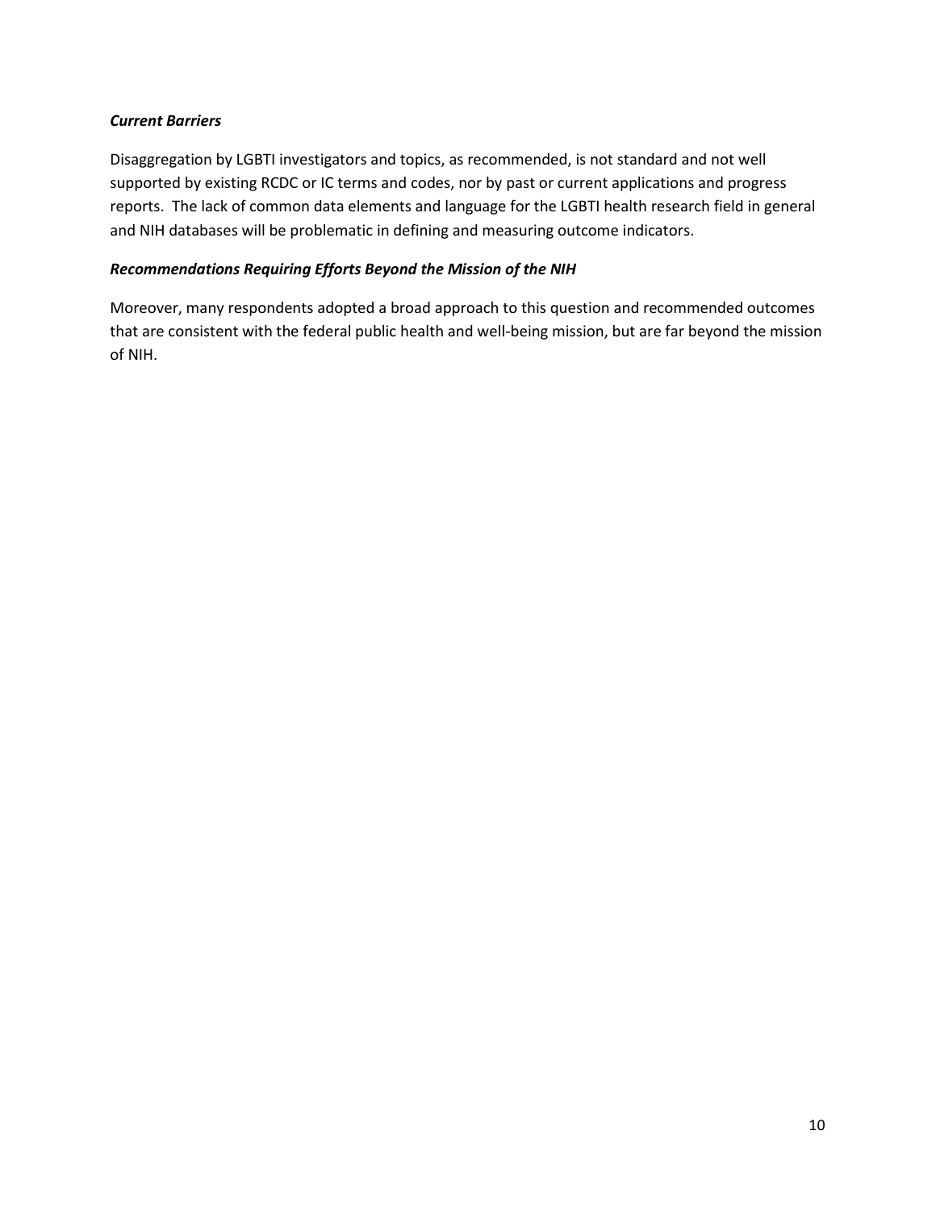### *Current Barriers*

Disaggregation by LGBTI investigators and topics, as recommended, is not standard and not well supported by existing RCDC or IC terms and codes, nor by past or current applications and progress reports. The lack of common data elements and language for the LGBTI health research field in general and NIH databases will be problematic in defining and measuring outcome indicators.

### *Recommendations Requiring Efforts Beyond the Mission of the NIH*

Moreover, many respondents adopted a broad approach to this question and recommended outcomes that are consistent with the federal public health and well-being mission, but are far beyond the mission of NIH.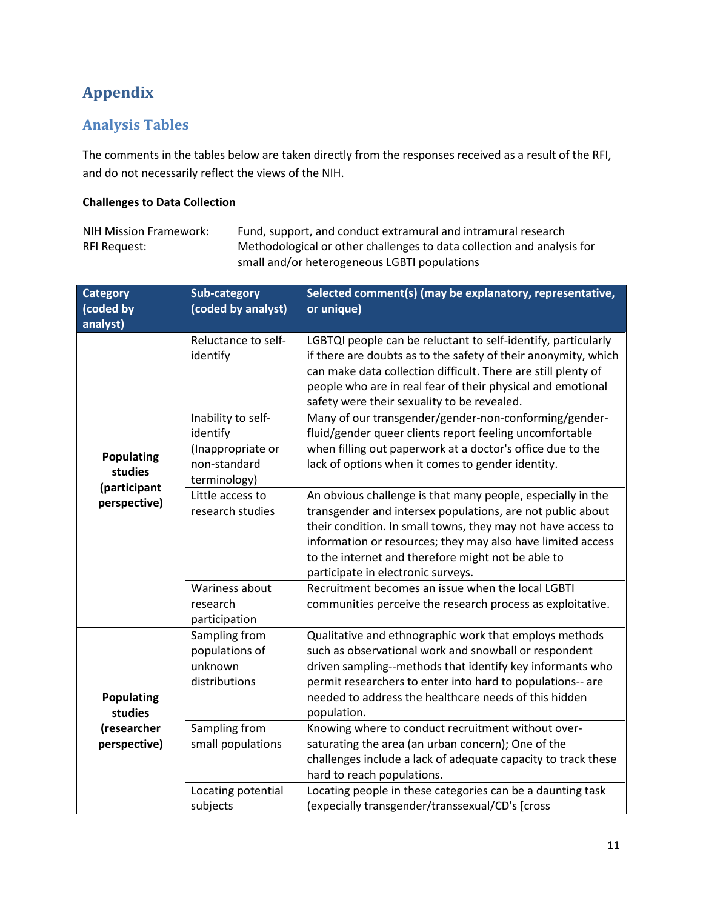# Appendix

## Analysis Tables

The comments in the tables below are taken directly from the responses received as a result of the RFI, and do not necessarily reflect the views of the NIH.

**Challenges to Data Collection**

NIH Mission Framework: Fund, support, and conduct extramural and intramural research
RFI Request: Methodological or other challenges to data collection and analysis for small and/or heterogeneous LGBTI populations

| Category (coded by analyst) | Sub-category (coded by analyst) | Selected comment(s) (may be explanatory, representative, or unique) |
|---|---|---|
| **Populating studies (participant perspective)** | Reluctance to self-identify | LGBTQI people can be reluctant to self-identify, particularly if there are doubts as to the safety of their anonymity, which can make data collection difficult. There are still plenty of people who are in real fear of their physical and emotional safety were their sexuality to be revealed. |
| | Inability to self-identify (Inappropriate or non-standard terminology) | Many of our transgender/gender-non-conforming/gender-fluid/gender queer clients report feeling uncomfortable when filling out paperwork at a doctor's office due to the lack of options when it comes to gender identity. |
| | Little access to research studies | An obvious challenge is that many people, especially in the transgender and intersex populations, are not public about their condition. In small towns, they may not have access to information or resources; they may also have limited access to the internet and therefore might not be able to participate in electronic surveys. |
| | Wariness about research participation | Recruitment becomes an issue when the local LGBTI communities perceive the research process as exploitative. |
| **Populating studies (researcher perspective)** | Sampling from populations of unknown distributions | Qualitative and ethnographic work that employs methods such as observational work and snowball or respondent driven sampling--methods that identify key informants who permit researchers to enter into hard to populations-- are needed to address the healthcare needs of this hidden population. |
| | Sampling from small populations | Knowing where to conduct recruitment without over-saturating the area (an urban concern); One of the challenges include a lack of adequate capacity to track these hard to reach populations. |
| | Locating potential subjects | Locating people in these categories can be a daunting task (expecially transgender/transsexual/CD's [cross |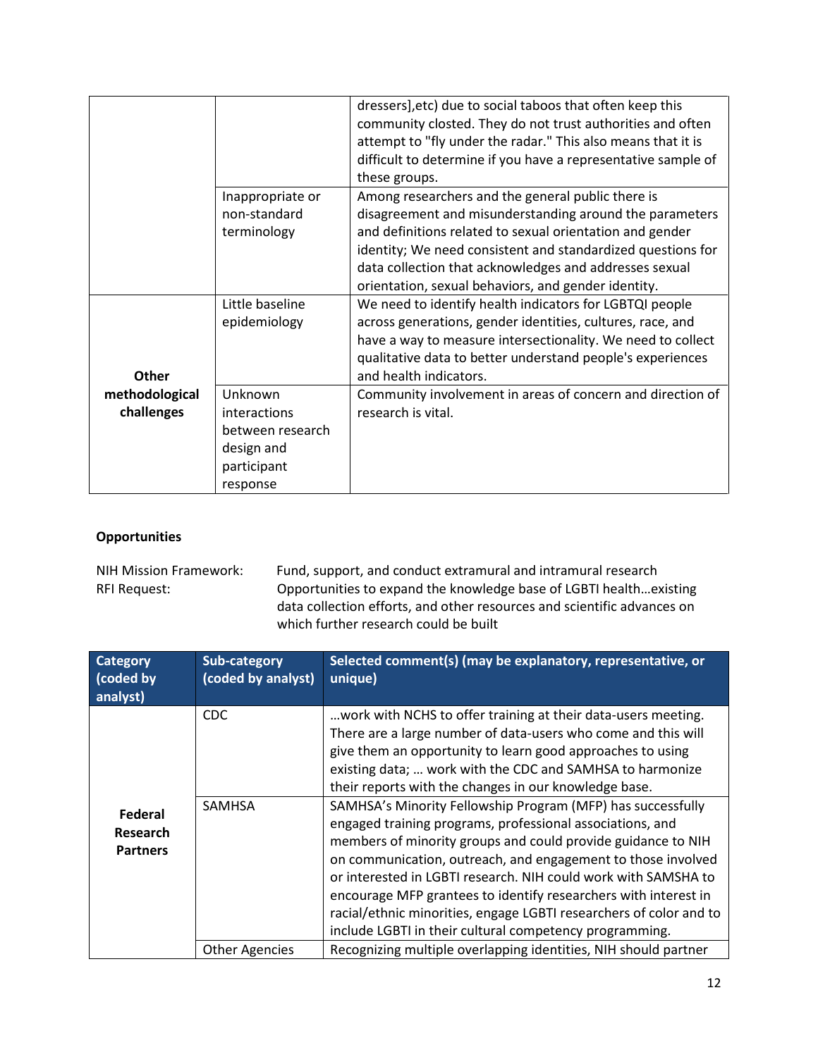| | | |
|---|---|---|
| | | dressers],etc) due to social taboos that often keep this community closted. They do not trust authorities and often attempt to "fly under the radar." This also means that it is difficult to determine if you have a representative sample of these groups. |
| | Inappropriate or non-standard terminology | Among researchers and the general public there is disagreement and misunderstanding around the parameters and definitions related to sexual orientation and gender identity; We need consistent and standardized questions for data collection that acknowledges and addresses sexual orientation, sexual behaviors, and gender identity. |
| **Other methodological challenges** | Little baseline epidemiology | We need to identify health indicators for LGBTQI people across generations, gender identities, cultures, race, and have a way to measure intersectionality. We need to collect qualitative data to better understand people's experiences and health indicators. |
| | Unknown interactions between research design and participant response | Community involvement in areas of concern and direction of research is vital. |

### Opportunities

NIH Mission Framework: Fund, support, and conduct extramural and intramural research

RFI Request: Opportunities to expand the knowledge base of LGBTI health…existing data collection efforts, and other resources and scientific advances on which further research could be built

| Category (coded by analyst) | Sub-category (coded by analyst) | Selected comment(s) (may be explanatory, representative, or unique) |
|---|---|---|
| **Federal Research Partners** | CDC | …work with NCHS to offer training at their data-users meeting. There are a large number of data-users who come and this will give them an opportunity to learn good approaches to using existing data; … work with the CDC and SAMHSA to harmonize their reports with the changes in our knowledge base. |
| | SAMHSA | SAMHSA's Minority Fellowship Program (MFP) has successfully engaged training programs, professional associations, and members of minority groups and could provide guidance to NIH on communication, outreach, and engagement to those involved or interested in LGBTI research. NIH could work with SAMSHA to encourage MFP grantees to identify researchers with interest in racial/ethnic minorities, engage LGBTI researchers of color and to include LGBTI in their cultural competency programming. |
| | Other Agencies | Recognizing multiple overlapping identities, NIH should partner |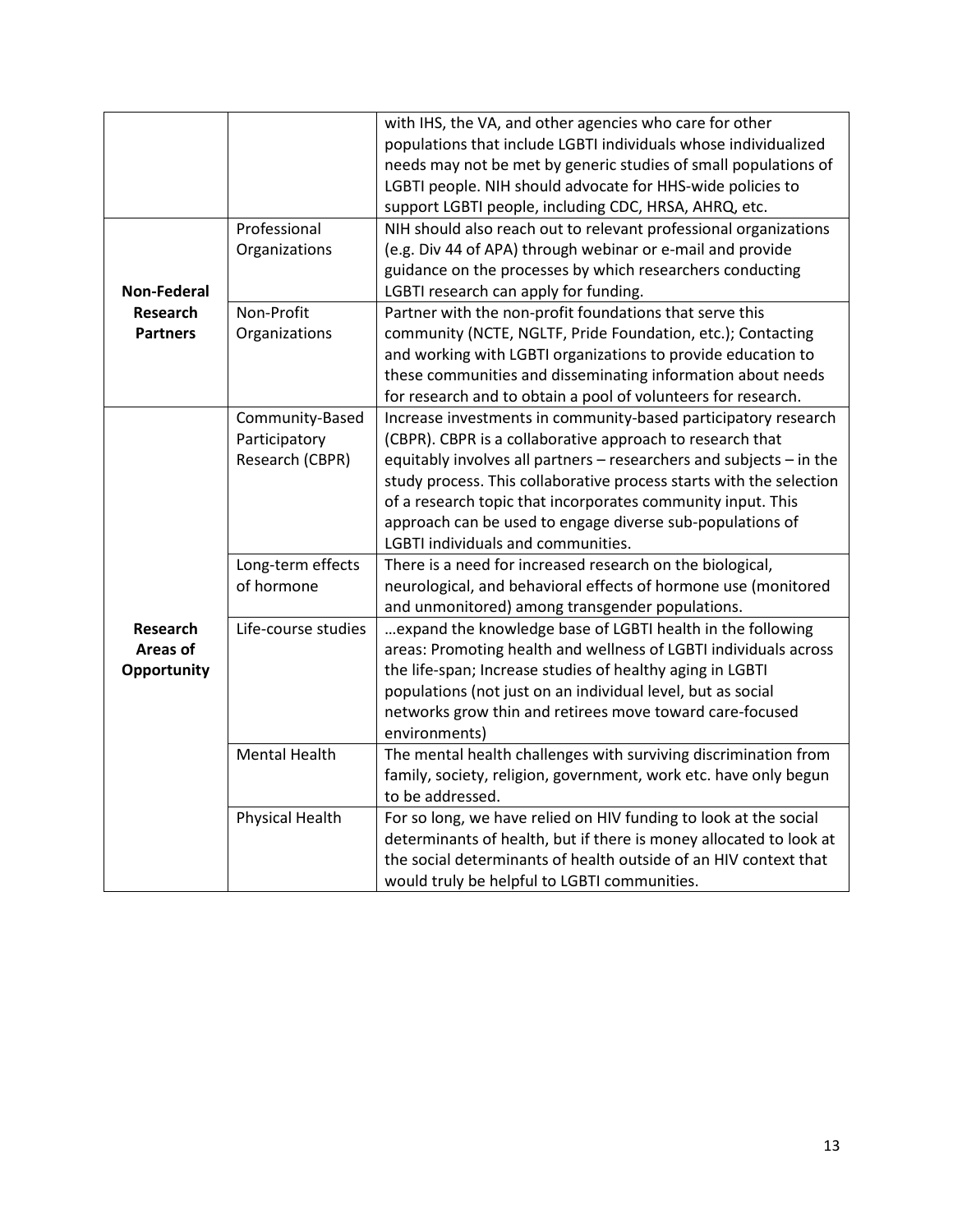| | | |
|---|---|---|
| | | with IHS, the VA, and other agencies who care for other populations that include LGBTI individuals whose individualized needs may not be met by generic studies of small populations of LGBTI people. NIH should advocate for HHS-wide policies to support LGBTI people, including CDC, HRSA, AHRQ, etc. |
| **Non-Federal Research Partners** | Professional Organizations | NIH should also reach out to relevant professional organizations (e.g. Div 44 of APA) through webinar or e-mail and provide guidance on the processes by which researchers conducting LGBTI research can apply for funding. |
| | Non-Profit Organizations | Partner with the non-profit foundations that serve this community (NCTE, NGLTF, Pride Foundation, etc.); Contacting and working with LGBTI organizations to provide education to these communities and disseminating information about needs for research and to obtain a pool of volunteers for research. |
| **Research Areas of Opportunity** | Community-Based Participatory Research (CBPR) | Increase investments in community-based participatory research (CBPR). CBPR is a collaborative approach to research that equitably involves all partners – researchers and subjects – in the study process. This collaborative process starts with the selection of a research topic that incorporates community input. This approach can be used to engage diverse sub-populations of LGBTI individuals and communities. |
| | Long-term effects of hormone | There is a need for increased research on the biological, neurological, and behavioral effects of hormone use (monitored and unmonitored) among transgender populations. |
| | Life-course studies | …expand the knowledge base of LGBTI health in the following areas: Promoting health and wellness of LGBTI individuals across the life-span; Increase studies of healthy aging in LGBTI populations (not just on an individual level, but as social networks grow thin and retirees move toward care-focused environments) |
| | Mental Health | The mental health challenges with surviving discrimination from family, society, religion, government, work etc. have only begun to be addressed. |
| | Physical Health | For so long, we have relied on HIV funding to look at the social determinants of health, but if there is money allocated to look at the social determinants of health outside of an HIV context that would truly be helpful to LGBTI communities. |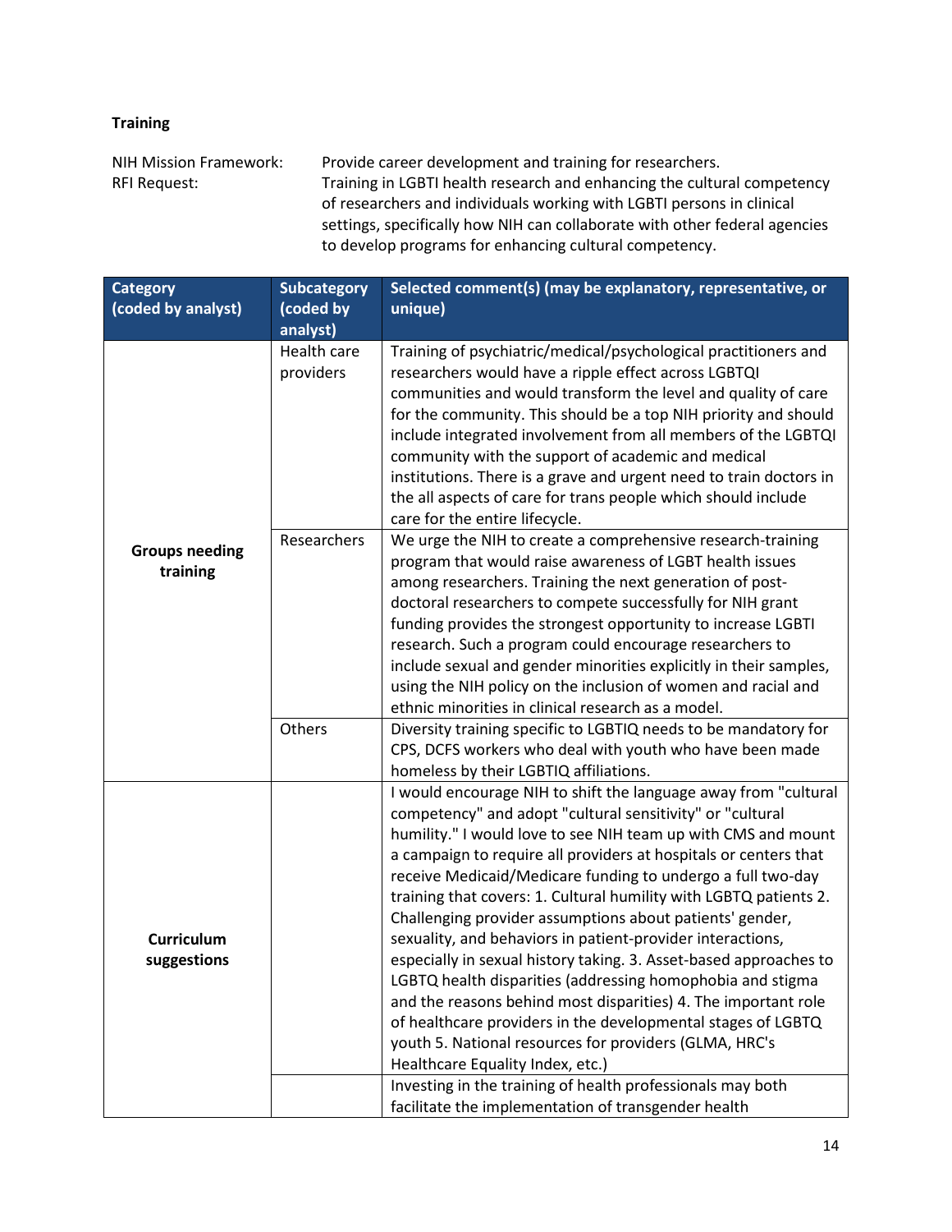**Training**

NIH Mission Framework: Provide career development and training for researchers.

RFI Request: Training in LGBTI health research and enhancing the cultural competency of researchers and individuals working with LGBTI persons in clinical settings, specifically how NIH can collaborate with other federal agencies to develop programs for enhancing cultural competency.

| Category (coded by analyst) | Subcategory (coded by analyst) | Selected comment(s) (may be explanatory, representative, or unique) |
|---|---|---|
| **Groups needing training** | Health care providers | Training of psychiatric/medical/psychological practitioners and researchers would have a ripple effect across LGBTQI communities and would transform the level and quality of care for the community. This should be a top NIH priority and should include integrated involvement from all members of the LGBTQI community with the support of academic and medical institutions. There is a grave and urgent need to train doctors in the all aspects of care for trans people which should include care for the entire lifecycle. |
| | Researchers | We urge the NIH to create a comprehensive research-training program that would raise awareness of LGBT health issues among researchers. Training the next generation of post-doctoral researchers to compete successfully for NIH grant funding provides the strongest opportunity to increase LGBTI research. Such a program could encourage researchers to include sexual and gender minorities explicitly in their samples, using the NIH policy on the inclusion of women and racial and ethnic minorities in clinical research as a model. |
| | Others | Diversity training specific to LGBTIQ needs to be mandatory for CPS, DCFS workers who deal with youth who have been made homeless by their LGBTIQ affiliations. |
| **Curriculum suggestions** | | I would encourage NIH to shift the language away from "cultural competency" and adopt "cultural sensitivity" or "cultural humility." I would love to see NIH team up with CMS and mount a campaign to require all providers at hospitals or centers that receive Medicaid/Medicare funding to undergo a full two-day training that covers: 1. Cultural humility with LGBTQ patients 2. Challenging provider assumptions about patients' gender, sexuality, and behaviors in patient-provider interactions, especially in sexual history taking. 3. Asset-based approaches to LGBTQ health disparities (addressing homophobia and stigma and the reasons behind most disparities) 4. The important role of healthcare providers in the developmental stages of LGBTQ youth 5. National resources for providers (GLMA, HRC's Healthcare Equality Index, etc.) |
| | | Investing in the training of health professionals may both facilitate the implementation of transgender health |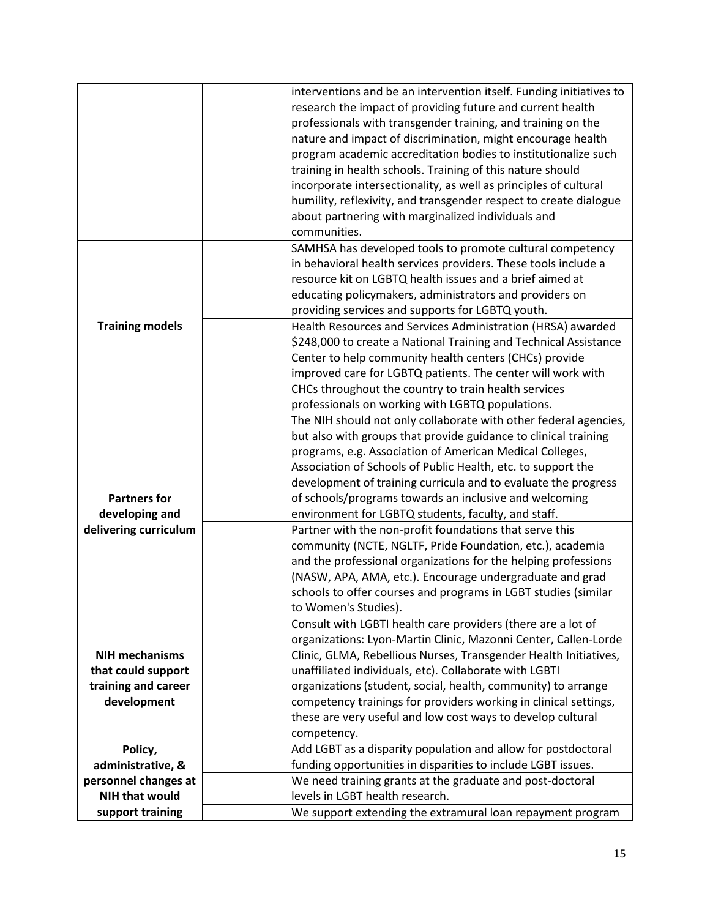| | | |
|---|---|---|
| | | interventions and be an intervention itself. Funding initiatives to research the impact of providing future and current health professionals with transgender training, and training on the nature and impact of discrimination, might encourage health program academic accreditation bodies to institutionalize such training in health schools. Training of this nature should incorporate intersectionality, as well as principles of cultural humility, reflexivity, and transgender respect to create dialogue about partnering with marginalized individuals and communities. |
| **Training models** | | SAMHSA has developed tools to promote cultural competency in behavioral health services providers. These tools include a resource kit on LGBTQ health issues and a brief aimed at educating policymakers, administrators and providers on providing services and supports for LGBTQ youth. |
| | | Health Resources and Services Administration (HRSA) awarded $248,000 to create a National Training and Technical Assistance Center to help community health centers (CHCs) provide improved care for LGBTQ patients. The center will work with CHCs throughout the country to train health services professionals on working with LGBTQ populations. |
| **Partners for developing and delivering curriculum** | | The NIH should not only collaborate with other federal agencies, but also with groups that provide guidance to clinical training programs, e.g. Association of American Medical Colleges, Association of Schools of Public Health, etc. to support the development of training curricula and to evaluate the progress of schools/programs towards an inclusive and welcoming environment for LGBTQ students, faculty, and staff. |
| | | Partner with the non-profit foundations that serve this community (NCTE, NGLTF, Pride Foundation, etc.), academia and the professional organizations for the helping professions (NASW, APA, AMA, etc.). Encourage undergraduate and grad schools to offer courses and programs in LGBT studies (similar to Women's Studies). |
| **NIH mechanisms that could support training and career development** | | Consult with LGBTI health care providers (there are a lot of organizations: Lyon-Martin Clinic, Mazonni Center, Callen-Lorde Clinic, GLMA, Rebellious Nurses, Transgender Health Initiatives, unaffiliated individuals, etc). Collaborate with LGBTI organizations (student, social, health, community) to arrange competency trainings for providers working in clinical settings, these are very useful and low cost ways to develop cultural competency. |
| **Policy, administrative, & personnel changes at NIH that would support training** | | Add LGBT as a disparity population and allow for postdoctoral funding opportunities in disparities to include LGBT issues. |
| | | We need training grants at the graduate and post-doctoral levels in LGBT health research. |
| | | We support extending the extramural loan repayment program |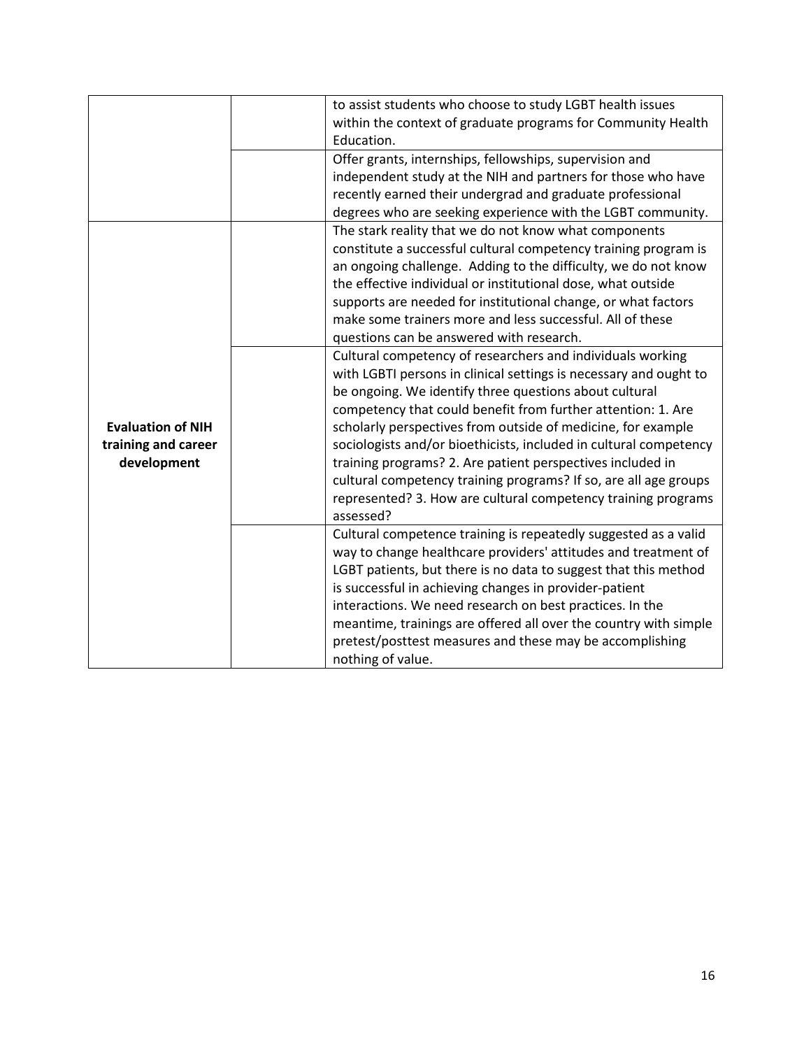| | | |
|---|---|---|
| | | to assist students who choose to study LGBT health issues within the context of graduate programs for Community Health Education. |
| | | Offer grants, internships, fellowships, supervision and independent study at the NIH and partners for those who have recently earned their undergrad and graduate professional degrees who are seeking experience with the LGBT community. |
| **Evaluation of NIH training and career development** | | The stark reality that we do not know what components constitute a successful cultural competency training program is an ongoing challenge. Adding to the difficulty, we do not know the effective individual or institutional dose, what outside supports are needed for institutional change, or what factors make some trainers more and less successful. All of these questions can be answered with research. |
| | | Cultural competency of researchers and individuals working with LGBTI persons in clinical settings is necessary and ought to be ongoing. We identify three questions about cultural competency that could benefit from further attention: 1. Are scholarly perspectives from outside of medicine, for example sociologists and/or bioethicists, included in cultural competency training programs? 2. Are patient perspectives included in cultural competency training programs? If so, are all age groups represented? 3. How are cultural competency training programs assessed? |
| | | Cultural competence training is repeatedly suggested as a valid way to change healthcare providers' attitudes and treatment of LGBT patients, but there is no data to suggest that this method is successful in achieving changes in provider-patient interactions. We need research on best practices. In the meantime, trainings are offered all over the country with simple pretest/posttest measures and these may be accomplishing nothing of value. |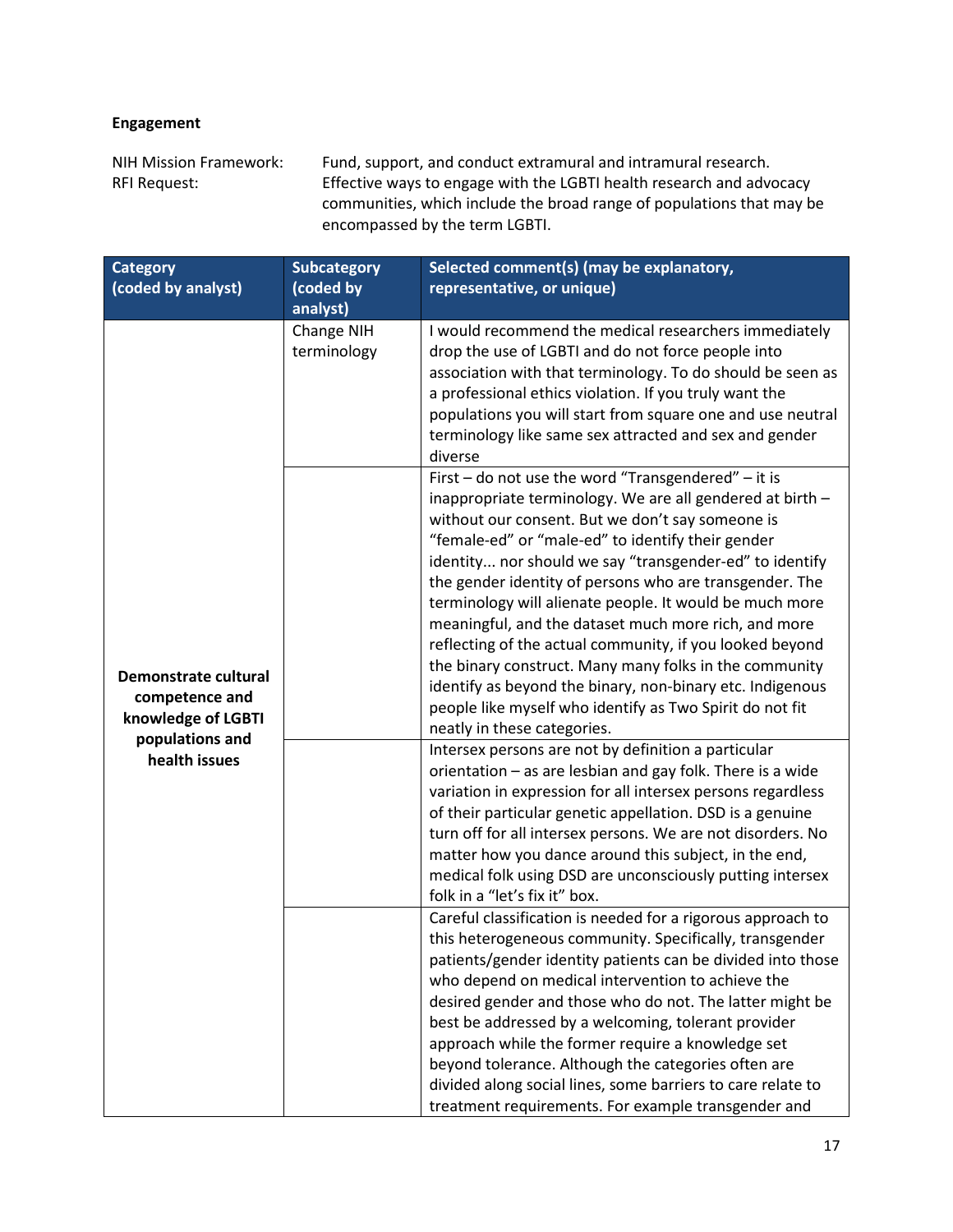**Engagement**

NIH Mission Framework: Fund, support, and conduct extramural and intramural research.
RFI Request: Effective ways to engage with the LGBTI health research and advocacy communities, which include the broad range of populations that may be encompassed by the term LGBTI.

| Category (coded by analyst) | Subcategory (coded by analyst) | Selected comment(s) (may be explanatory, representative, or unique) |
|---|---|---|
| Demonstrate cultural competence and knowledge of LGBTI populations and health issues | Change NIH terminology | I would recommend the medical researchers immediately drop the use of LGBTI and do not force people into association with that terminology. To do should be seen as a professional ethics violation. If you truly want the populations you will start from square one and use neutral terminology like same sex attracted and sex and gender diverse |
| | | First – do not use the word "Transgendered" – it is inappropriate terminology. We are all gendered at birth – without our consent. But we don't say someone is "female-ed" or "male-ed" to identify their gender identity... nor should we say "transgender-ed" to identify the gender identity of persons who are transgender. The terminology will alienate people. It would be much more meaningful, and the dataset much more rich, and more reflecting of the actual community, if you looked beyond the binary construct. Many many folks in the community identify as beyond the binary, non-binary etc. Indigenous people like myself who identify as Two Spirit do not fit neatly in these categories. |
| | | Intersex persons are not by definition a particular orientation – as are lesbian and gay folk. There is a wide variation in expression for all intersex persons regardless of their particular genetic appellation. DSD is a genuine turn off for all intersex persons. We are not disorders. No matter how you dance around this subject, in the end, medical folk using DSD are unconsciously putting intersex folk in a "let's fix it" box. |
| | | Careful classification is needed for a rigorous approach to this heterogeneous community. Specifically, transgender patients/gender identity patients can be divided into those who depend on medical intervention to achieve the desired gender and those who do not. The latter might be best be addressed by a welcoming, tolerant provider approach while the former require a knowledge set beyond tolerance. Although the categories often are divided along social lines, some barriers to care relate to treatment requirements. For example transgender and |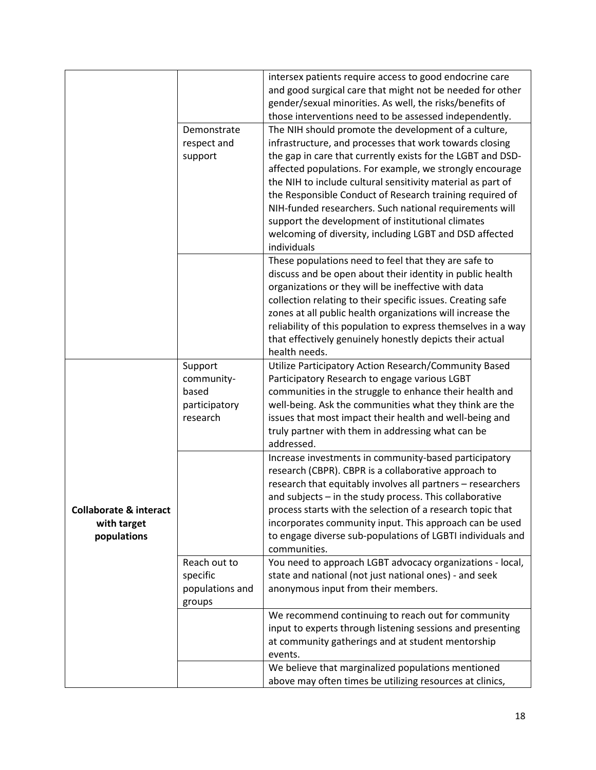| | | |
|---|---|---|
| | | intersex patients require access to good endocrine care and good surgical care that might not be needed for other gender/sexual minorities. As well, the risks/benefits of those interventions need to be assessed independently. |
| | Demonstrate respect and support | The NIH should promote the development of a culture, infrastructure, and processes that work towards closing the gap in care that currently exists for the LGBT and DSD-affected populations. For example, we strongly encourage the NIH to include cultural sensitivity material as part of the Responsible Conduct of Research training required of NIH-funded researchers. Such national requirements will support the development of institutional climates welcoming of diversity, including LGBT and DSD affected individuals |
| | | These populations need to feel that they are safe to discuss and be open about their identity in public health organizations or they will be ineffective with data collection relating to their specific issues. Creating safe zones at all public health organizations will increase the reliability of this population to express themselves in a way that effectively genuinely honestly depicts their actual health needs. |
| **Collaborate & interact with target populations** | Support community-based participatory research | Utilize Participatory Action Research/Community Based Participatory Research to engage various LGBT communities in the struggle to enhance their health and well-being. Ask the communities what they think are the issues that most impact their health and well-being and truly partner with them in addressing what can be addressed. |
| | | Increase investments in community-based participatory research (CBPR). CBPR is a collaborative approach to research that equitably involves all partners – researchers and subjects – in the study process. This collaborative process starts with the selection of a research topic that incorporates community input. This approach can be used to engage diverse sub-populations of LGBTI individuals and communities. |
| | Reach out to specific populations and groups | You need to approach LGBT advocacy organizations - local, state and national (not just national ones) - and seek anonymous input from their members. |
| | | We recommend continuing to reach out for community input to experts through listening sessions and presenting at community gatherings and at student mentorship events. |
| | | We believe that marginalized populations mentioned above may often times be utilizing resources at clinics, |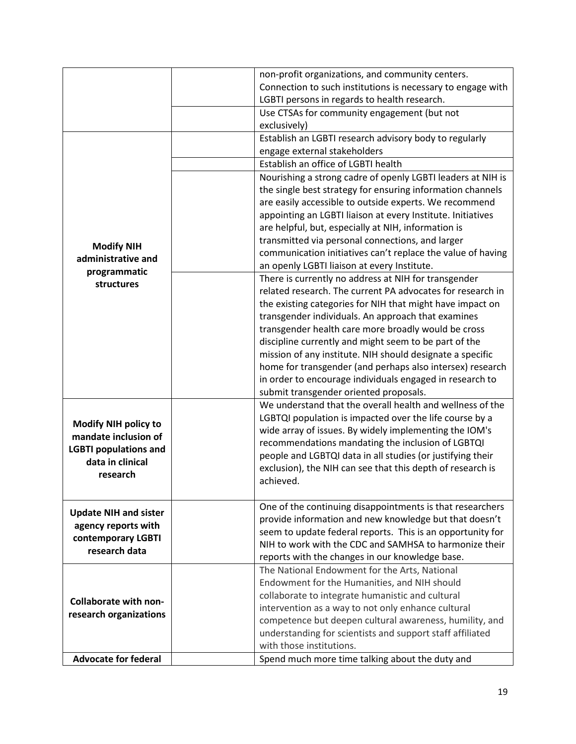| | | |
|---|---|---|
| | | non-profit organizations, and community centers. Connection to such institutions is necessary to engage with LGBTI persons in regards to health research. |
| | | Use CTSAs for community engagement (but not exclusively) |
| **Modify NIH administrative and programmatic structures** | | Establish an LGBTI research advisory body to regularly engage external stakeholders |
| | | Establish an office of LGBTI health |
| | | Nourishing a strong cadre of openly LGBTI leaders at NIH is the single best strategy for ensuring information channels are easily accessible to outside experts. We recommend appointing an LGBTI liaison at every Institute. Initiatives are helpful, but, especially at NIH, information is transmitted via personal connections, and larger communication initiatives can't replace the value of having an openly LGBTI liaison at every Institute. |
| | | There is currently no address at NIH for transgender related research. The current PA advocates for research in the existing categories for NIH that might have impact on transgender individuals. An approach that examines transgender health care more broadly would be cross discipline currently and might seem to be part of the mission of any institute. NIH should designate a specific home for transgender (and perhaps also intersex) research in order to encourage individuals engaged in research to submit transgender oriented proposals. |
| **Modify NIH policy to mandate inclusion of LGBTI populations and data in clinical research** | | We understand that the overall health and wellness of the LGBTQI population is impacted over the life course by a wide array of issues. By widely implementing the IOM's recommendations mandating the inclusion of LGBTQI people and LGBTQI data in all studies (or justifying their exclusion), the NIH can see that this depth of research is achieved. |
| **Update NIH and sister agency reports with contemporary LGBTI research data** | | One of the continuing disappointments is that researchers provide information and new knowledge but that doesn't seem to update federal reports. This is an opportunity for NIH to work with the CDC and SAMHSA to harmonize their reports with the changes in our knowledge base. |
| **Collaborate with non-research organizations** | | The National Endowment for the Arts, National Endowment for the Humanities, and NIH should collaborate to integrate humanistic and cultural intervention as a way to not only enhance cultural competence but deepen cultural awareness, humility, and understanding for scientists and support staff affiliated with those institutions. |
| **Advocate for federal** | | Spend much more time talking about the duty and |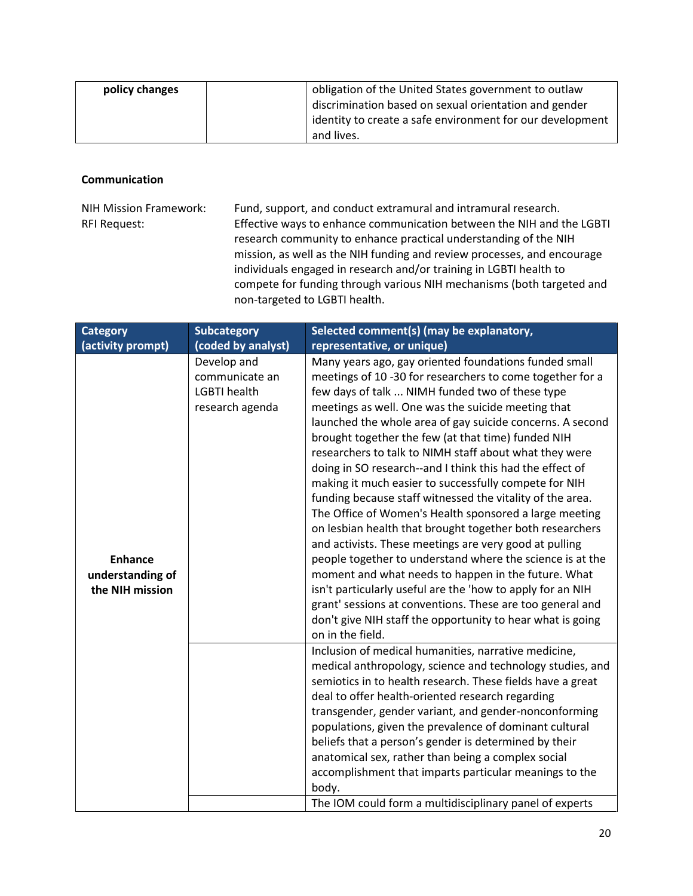| policy changes | | obligation of the United States government to outlaw discrimination based on sexual orientation and gender identity to create a safe environment for our development and lives. |
|---|---|---|

**Communication**

NIH Mission Framework: Fund, support, and conduct extramural and intramural research.

RFI Request: Effective ways to enhance communication between the NIH and the LGBTI research community to enhance practical understanding of the NIH mission, as well as the NIH funding and review processes, and encourage individuals engaged in research and/or training in LGBTI health to compete for funding through various NIH mechanisms (both targeted and non-targeted to LGBTI health.

| Category (activity prompt) | Subcategory (coded by analyst) | Selected comment(s) (may be explanatory, representative, or unique) |
|---|---|---|
| **Enhance understanding of the NIH mission** | Develop and communicate an LGBTI health research agenda | Many years ago, gay oriented foundations funded small meetings of 10 -30 for researchers to come together for a few days of talk ... NIMH funded two of these type meetings as well. One was the suicide meeting that launched the whole area of gay suicide concerns. A second brought together the few (at that time) funded NIH researchers to talk to NIMH staff about what they were doing in SO research--and I think this had the effect of making it much easier to successfully compete for NIH funding because staff witnessed the vitality of the area. The Office of Women's Health sponsored a large meeting on lesbian health that brought together both researchers and activists. These meetings are very good at pulling people together to understand where the science is at the moment and what needs to happen in the future. What isn't particularly useful are the 'how to apply for an NIH grant' sessions at conventions. These are too general and don't give NIH staff the opportunity to hear what is going on in the field. |
| | | Inclusion of medical humanities, narrative medicine, medical anthropology, science and technology studies, and semiotics in to health research. These fields have a great deal to offer health-oriented research regarding transgender, gender variant, and gender-nonconforming populations, given the prevalence of dominant cultural beliefs that a person's gender is determined by their anatomical sex, rather than being a complex social accomplishment that imparts particular meanings to the body. |
| | | The IOM could form a multidisciplinary panel of experts |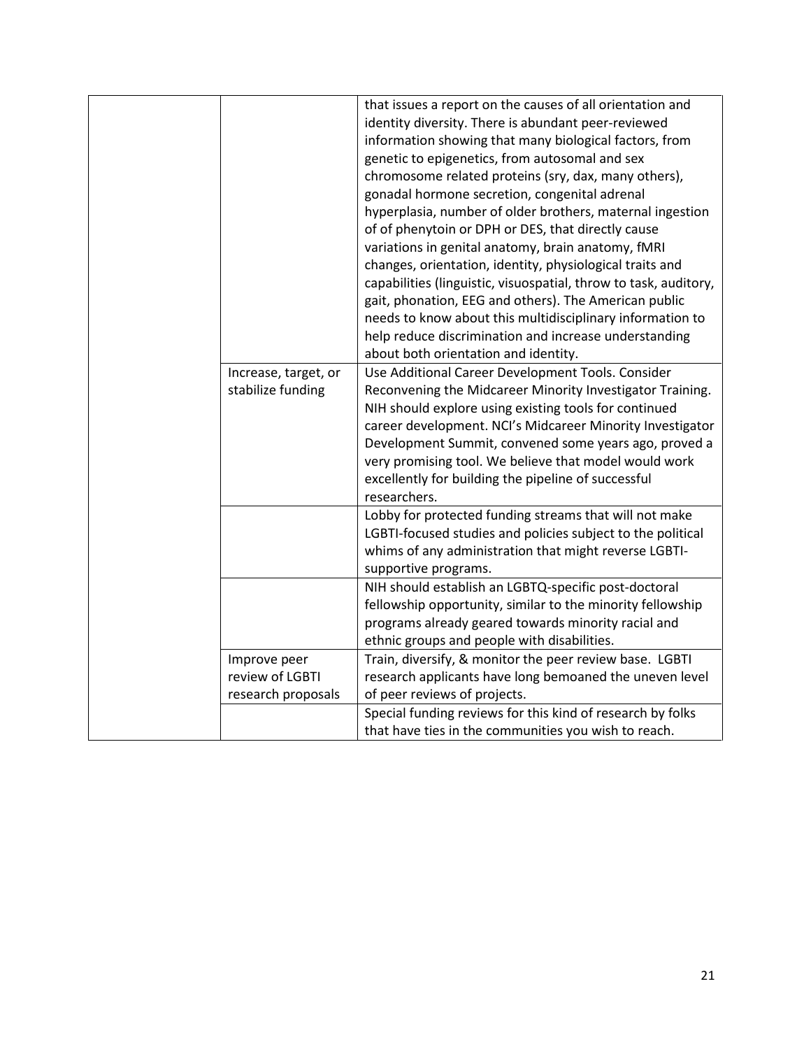| | | |
|---|---|---|
| | | that issues a report on the causes of all orientation and identity diversity. There is abundant peer-reviewed information showing that many biological factors, from genetic to epigenetics, from autosomal and sex chromosome related proteins (sry, dax, many others), gonadal hormone secretion, congenital adrenal hyperplasia, number of older brothers, maternal ingestion of of phenytoin or DPH or DES, that directly cause variations in genital anatomy, brain anatomy, fMRI changes, orientation, identity, physiological traits and capabilities (linguistic, visuospatial, throw to task, auditory, gait, phonation, EEG and others). The American public needs to know about this multidisciplinary information to help reduce discrimination and increase understanding about both orientation and identity. |
| | Increase, target, or stabilize funding | Use Additional Career Development Tools. Consider Reconvening the Midcareer Minority Investigator Training. NIH should explore using existing tools for continued career development. NCI's Midcareer Minority Investigator Development Summit, convened some years ago, proved a very promising tool. We believe that model would work excellently for building the pipeline of successful researchers. |
| | | Lobby for protected funding streams that will not make LGBTI-focused studies and policies subject to the political whims of any administration that might reverse LGBTI-supportive programs. |
| | | NIH should establish an LGBTQ-specific post-doctoral fellowship opportunity, similar to the minority fellowship programs already geared towards minority racial and ethnic groups and people with disabilities. |
| | Improve peer review of LGBTI research proposals | Train, diversify, & monitor the peer review base. LGBTI research applicants have long bemoaned the uneven level of peer reviews of projects. |
| | | Special funding reviews for this kind of research by folks that have ties in the communities you wish to reach. |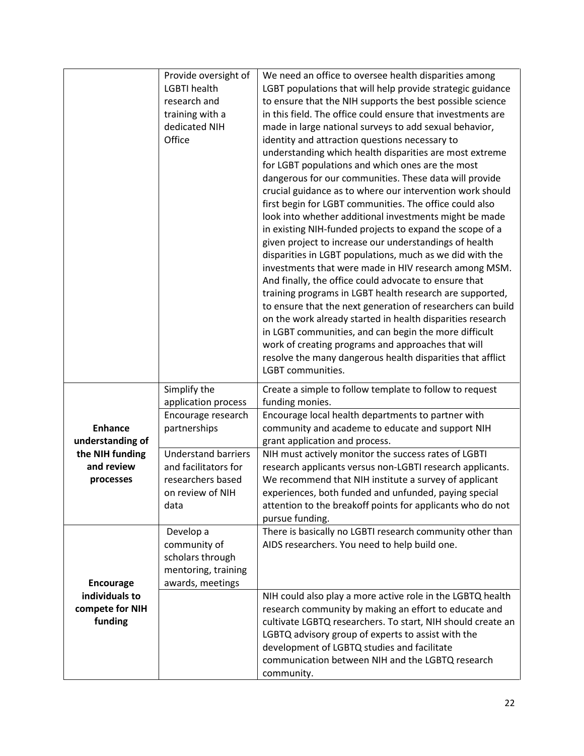| | | |
|---|---|---|
| | Provide oversight of LGBTI health research and training with a dedicated NIH Office | We need an office to oversee health disparities among LGBT populations that will help provide strategic guidance to ensure that the NIH supports the best possible science in this field. The office could ensure that investments are made in large national surveys to add sexual behavior, identity and attraction questions necessary to understanding which health disparities are most extreme for LGBT populations and which ones are the most dangerous for our communities. These data will provide crucial guidance as to where our intervention work should first begin for LGBT communities. The office could also look into whether additional investments might be made in existing NIH-funded projects to expand the scope of a given project to increase our understandings of health disparities in LGBT populations, much as we did with the investments that were made in HIV research among MSM. And finally, the office could advocate to ensure that training programs in LGBT health research are supported, to ensure that the next generation of researchers can build on the work already started in health disparities research in LGBT communities, and can begin the more difficult work of creating programs and approaches that will resolve the many dangerous health disparities that afflict LGBT communities. |
| **Enhance understanding of the NIH funding and review processes** | Simplify the application process | Create a simple to follow template to follow to request funding monies. |
| | Encourage research partnerships | Encourage local health departments to partner with community and academe to educate and support NIH grant application and process. |
| | Understand barriers and facilitators for researchers based on review of NIH data | NIH must actively monitor the success rates of LGBTI research applicants versus non-LGBTI research applicants. We recommend that NIH institute a survey of applicant experiences, both funded and unfunded, paying special attention to the breakoff points for applicants who do not pursue funding. |
| **Encourage individuals to compete for NIH funding** | Develop a community of scholars through mentoring, training awards, meetings | There is basically no LGBTI research community other than AIDS researchers. You need to help build one. |
| | | NIH could also play a more active role in the LGBTQ health research community by making an effort to educate and cultivate LGBTQ researchers. To start, NIH should create an LGBTQ advisory group of experts to assist with the development of LGBTQ studies and facilitate communication between NIH and the LGBTQ research community. |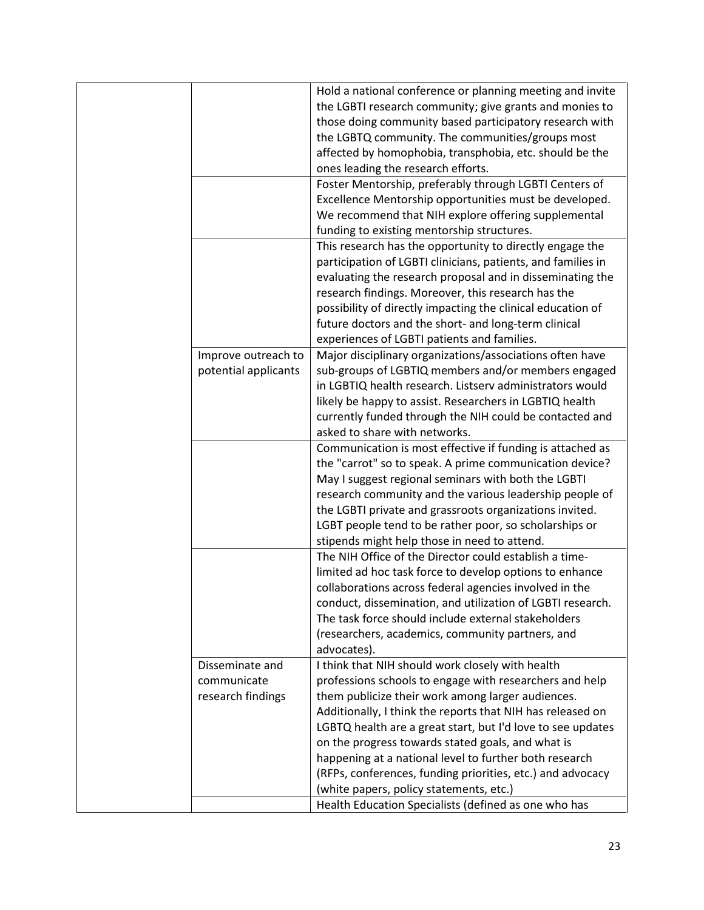| | | |
|---|---|---|
| | | Hold a national conference or planning meeting and invite the LGBTI research community; give grants and monies to those doing community based participatory research with the LGBTQ community. The communities/groups most affected by homophobia, transphobia, etc. should be the ones leading the research efforts. |
| | | Foster Mentorship, preferably through LGBTI Centers of Excellence Mentorship opportunities must be developed. We recommend that NIH explore offering supplemental funding to existing mentorship structures. |
| | | This research has the opportunity to directly engage the participation of LGBTI clinicians, patients, and families in evaluating the research proposal and in disseminating the research findings. Moreover, this research has the possibility of directly impacting the clinical education of future doctors and the short- and long-term clinical experiences of LGBTI patients and families. |
| | Improve outreach to potential applicants | Major disciplinary organizations/associations often have sub-groups of LGBTIQ members and/or members engaged in LGBTIQ health research. Listserv administrators would likely be happy to assist. Researchers in LGBTIQ health currently funded through the NIH could be contacted and asked to share with networks. |
| | | Communication is most effective if funding is attached as the "carrot" so to speak. A prime communication device? May I suggest regional seminars with both the LGBTI research community and the various leadership people of the LGBTI private and grassroots organizations invited. LGBT people tend to be rather poor, so scholarships or stipends might help those in need to attend. |
| | | The NIH Office of the Director could establish a time-limited ad hoc task force to develop options to enhance collaborations across federal agencies involved in the conduct, dissemination, and utilization of LGBTI research. The task force should include external stakeholders (researchers, academics, community partners, and advocates). |
| | Disseminate and communicate research findings | I think that NIH should work closely with health professions schools to engage with researchers and help them publicize their work among larger audiences. Additionally, I think the reports that NIH has released on LGBTQ health are a great start, but I'd love to see updates on the progress towards stated goals, and what is happening at a national level to further both research (RFPs, conferences, funding priorities, etc.) and advocacy (white papers, policy statements, etc.) |
| | | Health Education Specialists (defined as one who has |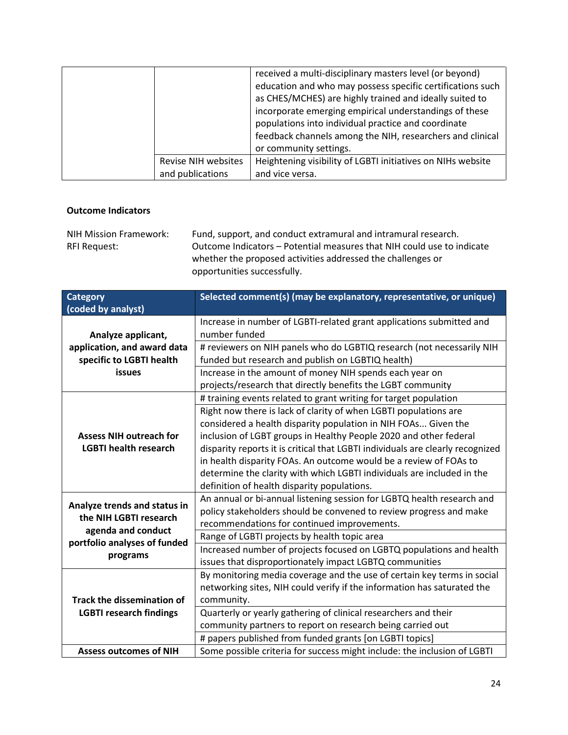| | | |
|---|---|---|
| | | received a multi-disciplinary masters level (or beyond) education and who may possess specific certifications such as CHES/MCHES) are highly trained and ideally suited to incorporate emerging empirical understandings of these populations into individual practice and coordinate feedback channels among the NIH, researchers and clinical or community settings. |
| | Revise NIH websites and publications | Heightening visibility of LGBTI initiatives on NIHs website and vice versa. |

**Outcome Indicators**

NIH Mission Framework: Fund, support, and conduct extramural and intramural research.
RFI Request: Outcome Indicators – Potential measures that NIH could use to indicate whether the proposed activities addressed the challenges or opportunities successfully.

| Category (coded by analyst) | Selected comment(s) (may be explanatory, representative, or unique) |
|---|---|
| **Analyze applicant, application, and award data specific to LGBTI health issues** | Increase in number of LGBTI-related grant applications submitted and number funded |
| | # reviewers on NIH panels who do LGBTIQ research (not necessarily NIH funded but research and publish on LGBTIQ health) |
| | Increase in the amount of money NIH spends each year on projects/research that directly benefits the LGBT community |
| **Assess NIH outreach for LGBTI health research** | # training events related to grant writing for target population |
| | Right now there is lack of clarity of when LGBTI populations are considered a health disparity population in NIH FOAs... Given the inclusion of LGBT groups in Healthy People 2020 and other federal disparity reports it is critical that LGBTI individuals are clearly recognized in health disparity FOAs. An outcome would be a review of FOAs to determine the clarity with which LGBTI individuals are included in the definition of health disparity populations. |
| **Analyze trends and status in the NIH LGBTI research agenda and conduct portfolio analyses of funded programs** | An annual or bi-annual listening session for LGBTQ health research and policy stakeholders should be convened to review progress and make recommendations for continued improvements. |
| | Range of LGBTI projects by health topic area |
| | Increased number of projects focused on LGBTQ populations and health issues that disproportionately impact LGBTQ communities |
| **Track the dissemination of LGBTI research findings** | By monitoring media coverage and the use of certain key terms in social networking sites, NIH could verify if the information has saturated the community. |
| | Quarterly or yearly gathering of clinical researchers and their community partners to report on research being carried out |
| | # papers published from funded grants [on LGBTI topics] |
| **Assess outcomes of NIH** | Some possible criteria for success might include: the inclusion of LGBTI |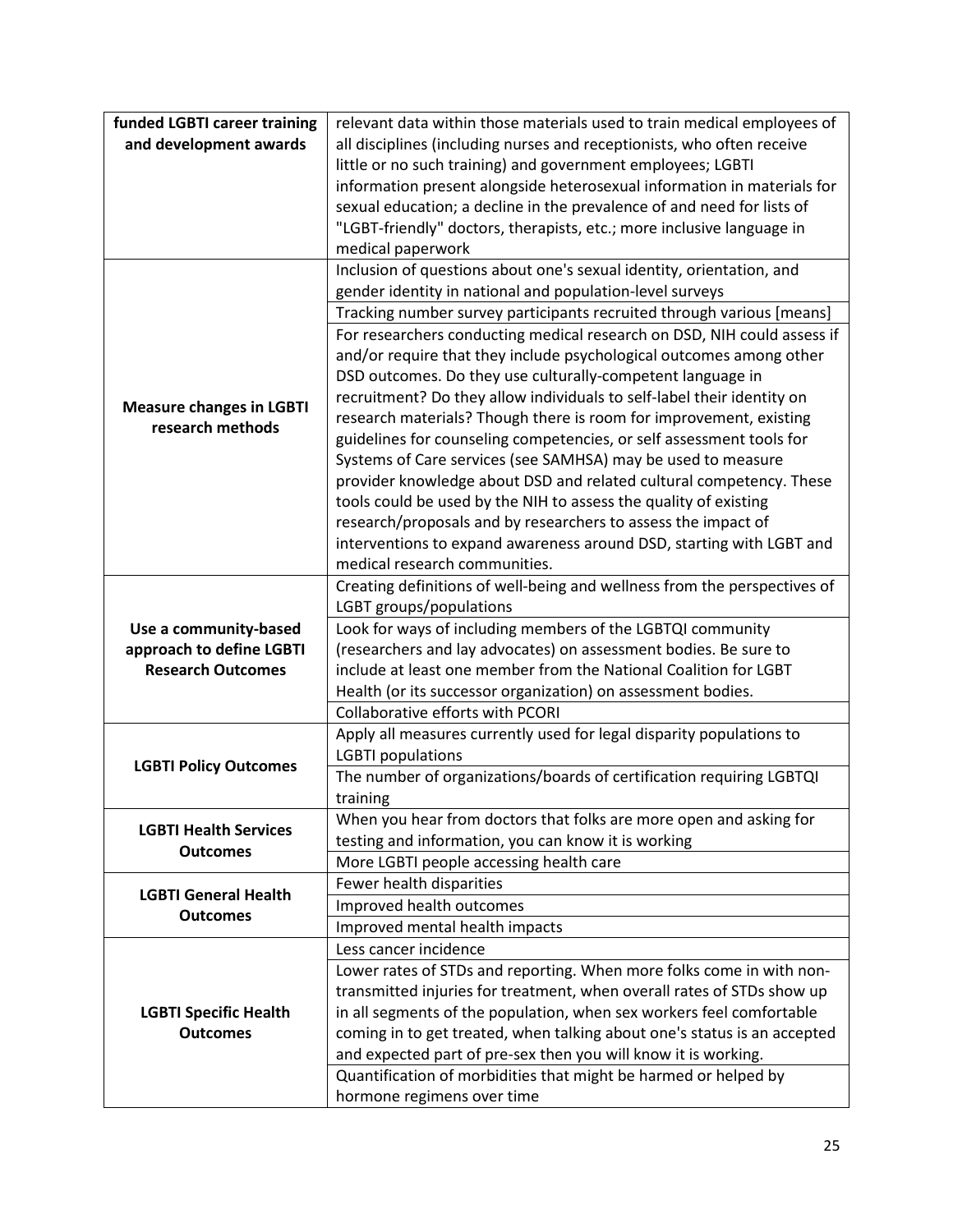| | |
|---|---|
| **funded LGBTI career training and development awards** | relevant data within those materials used to train medical employees of all disciplines (including nurses and receptionists, who often receive little or no such training) and government employees; LGBTI information present alongside heterosexual information in materials for sexual education; a decline in the prevalence of and need for lists of "LGBT-friendly" doctors, therapists, etc.; more inclusive language in medical paperwork |
| **Measure changes in LGBTI research methods** | Inclusion of questions about one's sexual identity, orientation, and gender identity in national and population-level surveys |
| | Tracking number survey participants recruited through various [means] |
| | For researchers conducting medical research on DSD, NIH could assess if and/or require that they include psychological outcomes among other DSD outcomes. Do they use culturally-competent language in recruitment? Do they allow individuals to self-label their identity on research materials? Though there is room for improvement, existing guidelines for counseling competencies, or self assessment tools for Systems of Care services (see SAMHSA) may be used to measure provider knowledge about DSD and related cultural competency. These tools could be used by the NIH to assess the quality of existing research/proposals and by researchers to assess the impact of interventions to expand awareness around DSD, starting with LGBT and medical research communities. |
| **Use a community-based approach to define LGBTI Research Outcomes** | Creating definitions of well-being and wellness from the perspectives of LGBT groups/populations |
| | Look for ways of including members of the LGBTQI community (researchers and lay advocates) on assessment bodies. Be sure to include at least one member from the National Coalition for LGBT Health (or its successor organization) on assessment bodies. |
| | Collaborative efforts with PCORI |
| **LGBTI Policy Outcomes** | Apply all measures currently used for legal disparity populations to LGBTI populations |
| | The number of organizations/boards of certification requiring LGBTQI training |
| **LGBTI Health Services Outcomes** | When you hear from doctors that folks are more open and asking for testing and information, you can know it is working |
| | More LGBTI people accessing health care |
| **LGBTI General Health Outcomes** | Fewer health disparities |
| | Improved health outcomes |
| | Improved mental health impacts |
| **LGBTI Specific Health Outcomes** | Less cancer incidence |
| | Lower rates of STDs and reporting. When more folks come in with non-transmitted injuries for treatment, when overall rates of STDs show up in all segments of the population, when sex workers feel comfortable coming in to get treated, when talking about one's status is an accepted and expected part of pre-sex then you will know it is working. |
| | Quantification of morbidities that might be harmed or helped by hormone regimens over time |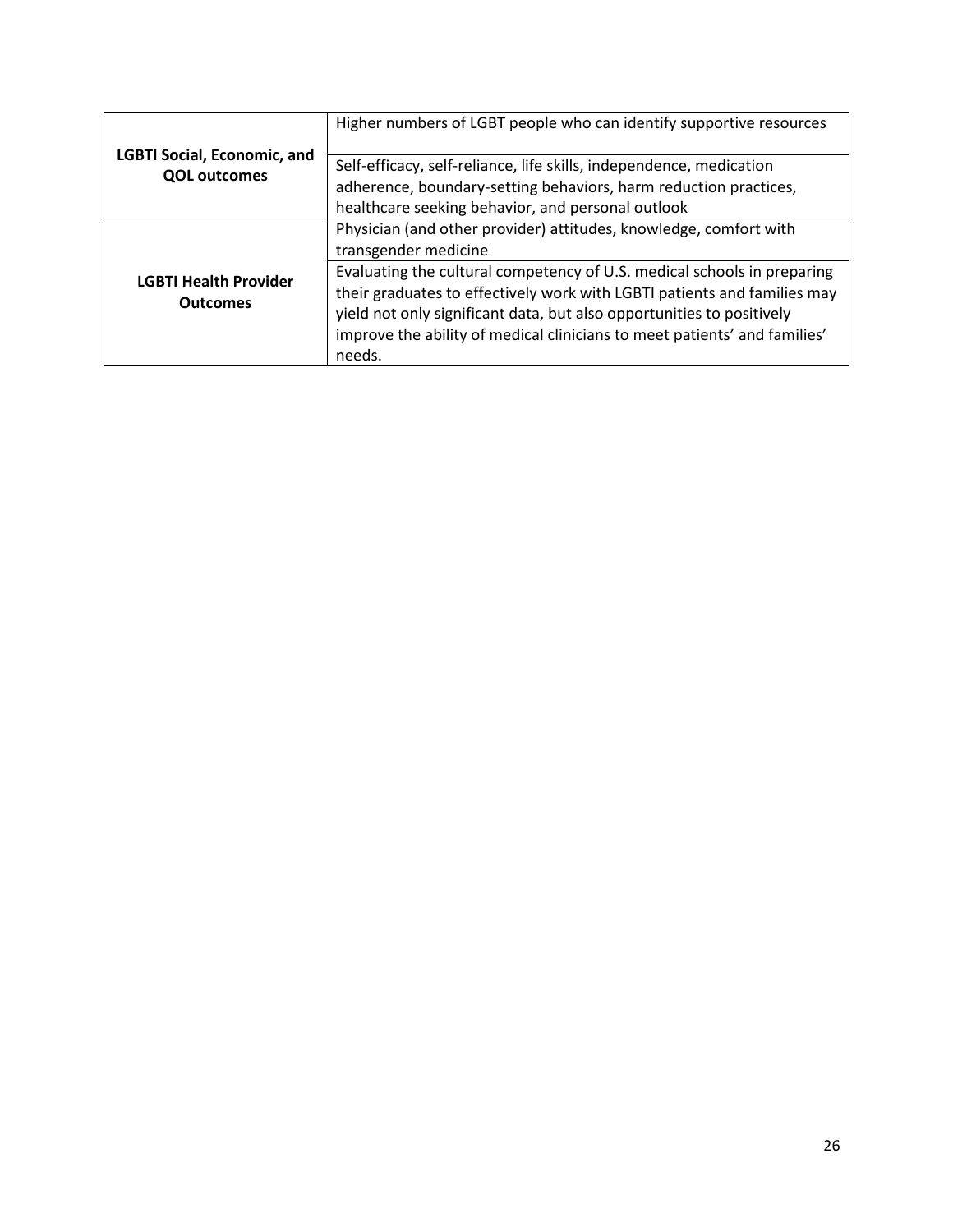| | |
|---|---|
| **LGBTI Social, Economic, and QOL outcomes** | Higher numbers of LGBT people who can identify supportive resources |
| | Self-efficacy, self-reliance, life skills, independence, medication adherence, boundary-setting behaviors, harm reduction practices, healthcare seeking behavior, and personal outlook |
| **LGBTI Health Provider Outcomes** | Physician (and other provider) attitudes, knowledge, comfort with transgender medicine |
| | Evaluating the cultural competency of U.S. medical schools in preparing their graduates to effectively work with LGBTI patients and families may yield not only significant data, but also opportunities to positively improve the ability of medical clinicians to meet patients' and families' needs. |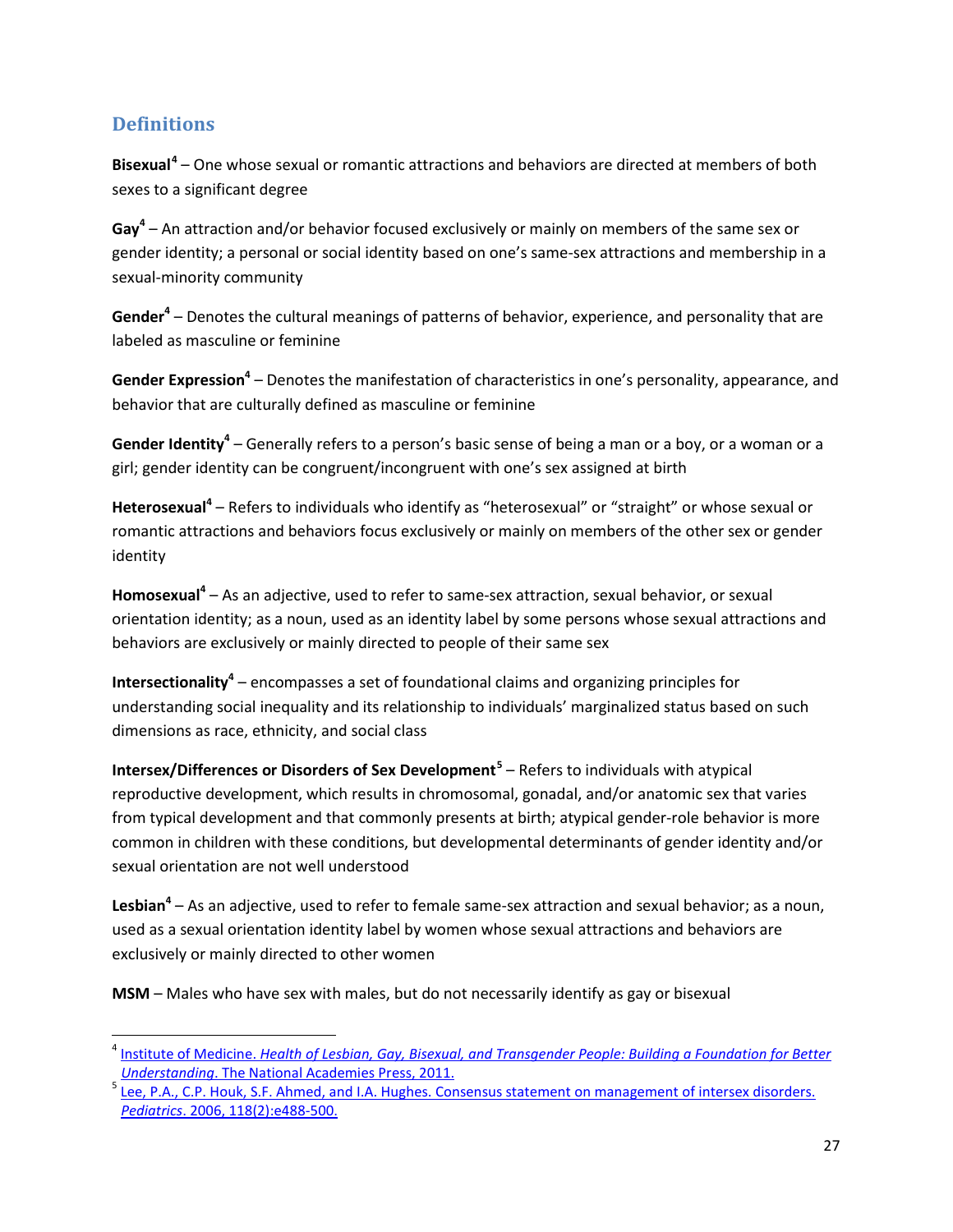## Definitions

**Bisexual**[4] – One whose sexual or romantic attractions and behaviors are directed at members of both sexes to a significant degree

**Gay**[4] – An attraction and/or behavior focused exclusively or mainly on members of the same sex or gender identity; a personal or social identity based on one's same-sex attractions and membership in a sexual-minority community

**Gender**[4] – Denotes the cultural meanings of patterns of behavior, experience, and personality that are labeled as masculine or feminine

**Gender Expression**[4] – Denotes the manifestation of characteristics in one's personality, appearance, and behavior that are culturally defined as masculine or feminine

**Gender Identity**[4] – Generally refers to a person's basic sense of being a man or a boy, or a woman or a girl; gender identity can be congruent/incongruent with one's sex assigned at birth

**Heterosexual**[4] – Refers to individuals who identify as "heterosexual" or "straight" or whose sexual or romantic attractions and behaviors focus exclusively or mainly on members of the other sex or gender identity

**Homosexual**[4] – As an adjective, used to refer to same-sex attraction, sexual behavior, or sexual orientation identity; as a noun, used as an identity label by some persons whose sexual attractions and behaviors are exclusively or mainly directed to people of their same sex

**Intersectionality**[4] – encompasses a set of foundational claims and organizing principles for understanding social inequality and its relationship to individuals' marginalized status based on such dimensions as race, ethnicity, and social class

**Intersex/Differences or Disorders of Sex Development**[5] – Refers to individuals with atypical reproductive development, which results in chromosomal, gonadal, and/or anatomic sex that varies from typical development and that commonly presents at birth; atypical gender-role behavior is more common in children with these conditions, but developmental determinants of gender identity and/or sexual orientation are not well understood

**Lesbian**[4] – As an adjective, used to refer to female same-sex attraction and sexual behavior; as a noun, used as a sexual orientation identity label by women whose sexual attractions and behaviors are exclusively or mainly directed to other women

**MSM** – Males who have sex with males, but do not necessarily identify as gay or bisexual

---

[4] Institute of Medicine. *Health of Lesbian, Gay, Bisexual, and Transgender People: Building a Foundation for Better Understanding*. The National Academies Press, 2011.

[5] Lee, P.A., C.P. Houk, S.F. Ahmed, and I.A. Hughes. Consensus statement on management of intersex disorders. *Pediatrics*. 2006, 118(2):e488-500.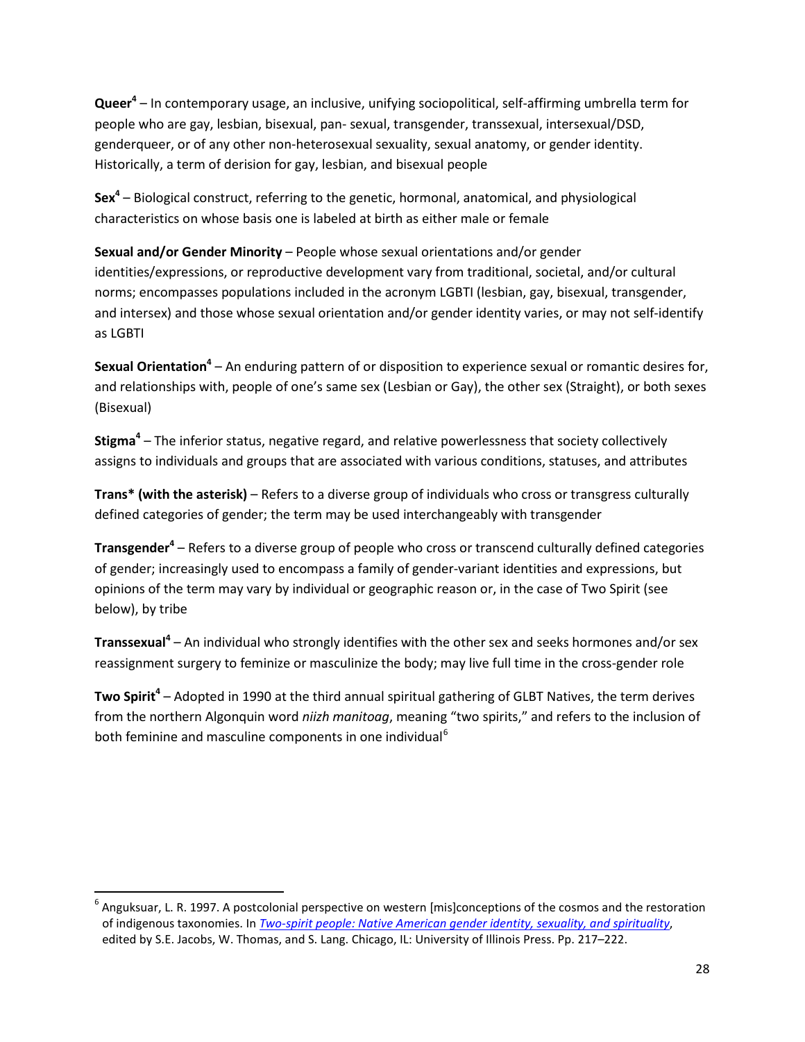**Queer**[4] – In contemporary usage, an inclusive, unifying sociopolitical, self-affirming umbrella term for people who are gay, lesbian, bisexual, pan- sexual, transgender, transsexual, intersexual/DSD, genderqueer, or of any other non-heterosexual sexuality, sexual anatomy, or gender identity. Historically, a term of derision for gay, lesbian, and bisexual people

**Sex**[4] – Biological construct, referring to the genetic, hormonal, anatomical, and physiological characteristics on whose basis one is labeled at birth as either male or female

**Sexual and/or Gender Minority** – People whose sexual orientations and/or gender identities/expressions, or reproductive development vary from traditional, societal, and/or cultural norms; encompasses populations included in the acronym LGBTI (lesbian, gay, bisexual, transgender, and intersex) and those whose sexual orientation and/or gender identity varies, or may not self-identify as LGBTI

**Sexual Orientation**[4] – An enduring pattern of or disposition to experience sexual or romantic desires for, and relationships with, people of one's same sex (Lesbian or Gay), the other sex (Straight), or both sexes (Bisexual)

**Stigma**[4] – The inferior status, negative regard, and relative powerlessness that society collectively assigns to individuals and groups that are associated with various conditions, statuses, and attributes

**Trans* (with the asterisk)** – Refers to a diverse group of individuals who cross or transgress culturally defined categories of gender; the term may be used interchangeably with transgender

**Transgender**[4] – Refers to a diverse group of people who cross or transcend culturally defined categories of gender; increasingly used to encompass a family of gender-variant identities and expressions, but opinions of the term may vary by individual or geographic reason or, in the case of Two Spirit (see below), by tribe

**Transsexual**[4] – An individual who strongly identifies with the other sex and seeks hormones and/or sex reassignment surgery to feminize or masculinize the body; may live full time in the cross-gender role

**Two Spirit**[4] – Adopted in 1990 at the third annual spiritual gathering of GLBT Natives, the term derives from the northern Algonquin word *niizh manitoag*, meaning "two spirits," and refers to the inclusion of both feminine and masculine components in one individual[6]

---

[6] Anguksuar, L. R. 1997. A postcolonial perspective on western [mis]conceptions of the cosmos and the restoration of indigenous taxonomies. In *Two-spirit people: Native American gender identity, sexuality, and spirituality*, edited by S.E. Jacobs, W. Thomas, and S. Lang. Chicago, IL: University of Illinois Press. Pp. 217–222.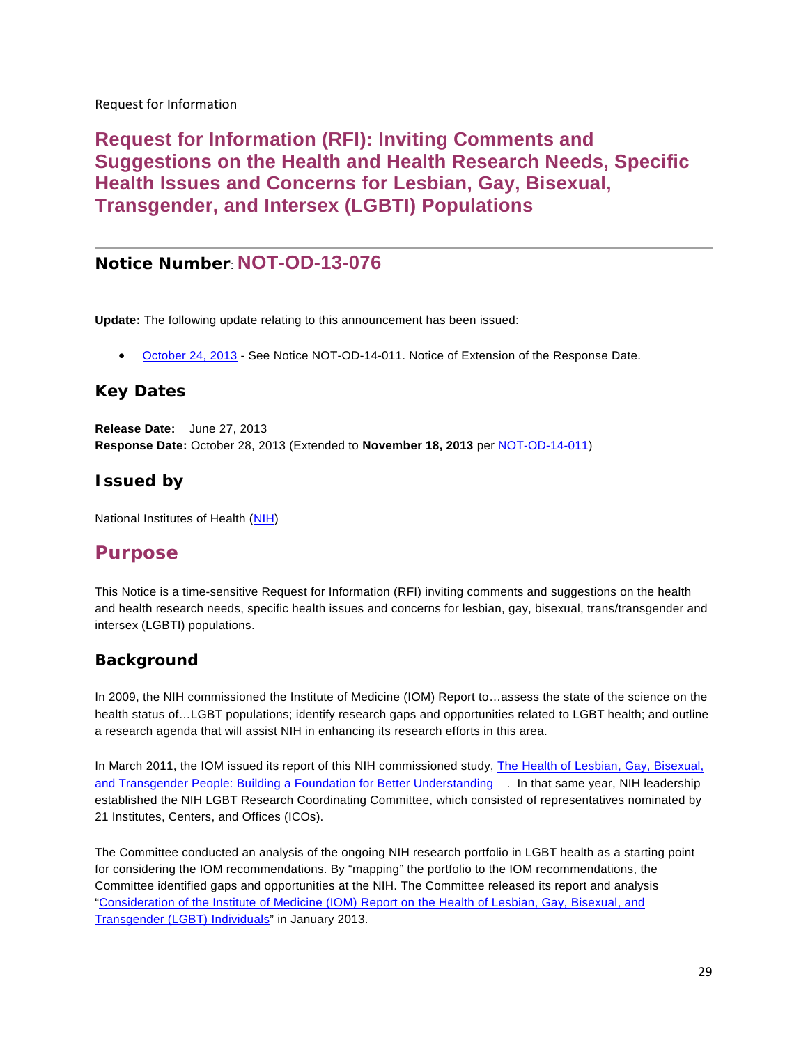Request for Information

# Request for Information (RFI): Inviting Comments and Suggestions on the Health and Health Research Needs, Specific Health Issues and Concerns for Lesbian, Gay, Bisexual, Transgender, and Intersex (LGBTI) Populations

## Notice Number: NOT-OD-13-076

**Update:** The following update relating to this announcement has been issued:

- October 24, 2013 - See Notice NOT-OD-14-011. Notice of Extension of the Response Date.

### Key Dates

**Release Date:** June 27, 2013
**Response Date:** October 28, 2013 (Extended to **November 18, 2013** per NOT-OD-14-011)

### Issued by

National Institutes of Health (NIH)

## Purpose

This Notice is a time-sensitive Request for Information (RFI) inviting comments and suggestions on the health and health research needs, specific health issues and concerns for lesbian, gay, bisexual, trans/transgender and intersex (LGBTI) populations.

### Background

In 2009, the NIH commissioned the Institute of Medicine (IOM) Report to…assess the state of the science on the health status of…LGBT populations; identify research gaps and opportunities related to LGBT health; and outline a research agenda that will assist NIH in enhancing its research efforts in this area.

In March 2011, the IOM issued its report of this NIH commissioned study, The Health of Lesbian, Gay, Bisexual, and Transgender People: Building a Foundation for Better Understanding . In that same year, NIH leadership established the NIH LGBT Research Coordinating Committee, which consisted of representatives nominated by 21 Institutes, Centers, and Offices (ICOs).

The Committee conducted an analysis of the ongoing NIH research portfolio in LGBT health as a starting point for considering the IOM recommendations. By "mapping" the portfolio to the IOM recommendations, the Committee identified gaps and opportunities at the NIH. The Committee released its report and analysis "Consideration of the Institute of Medicine (IOM) Report on the Health of Lesbian, Gay, Bisexual, and Transgender (LGBT) Individuals" in January 2013.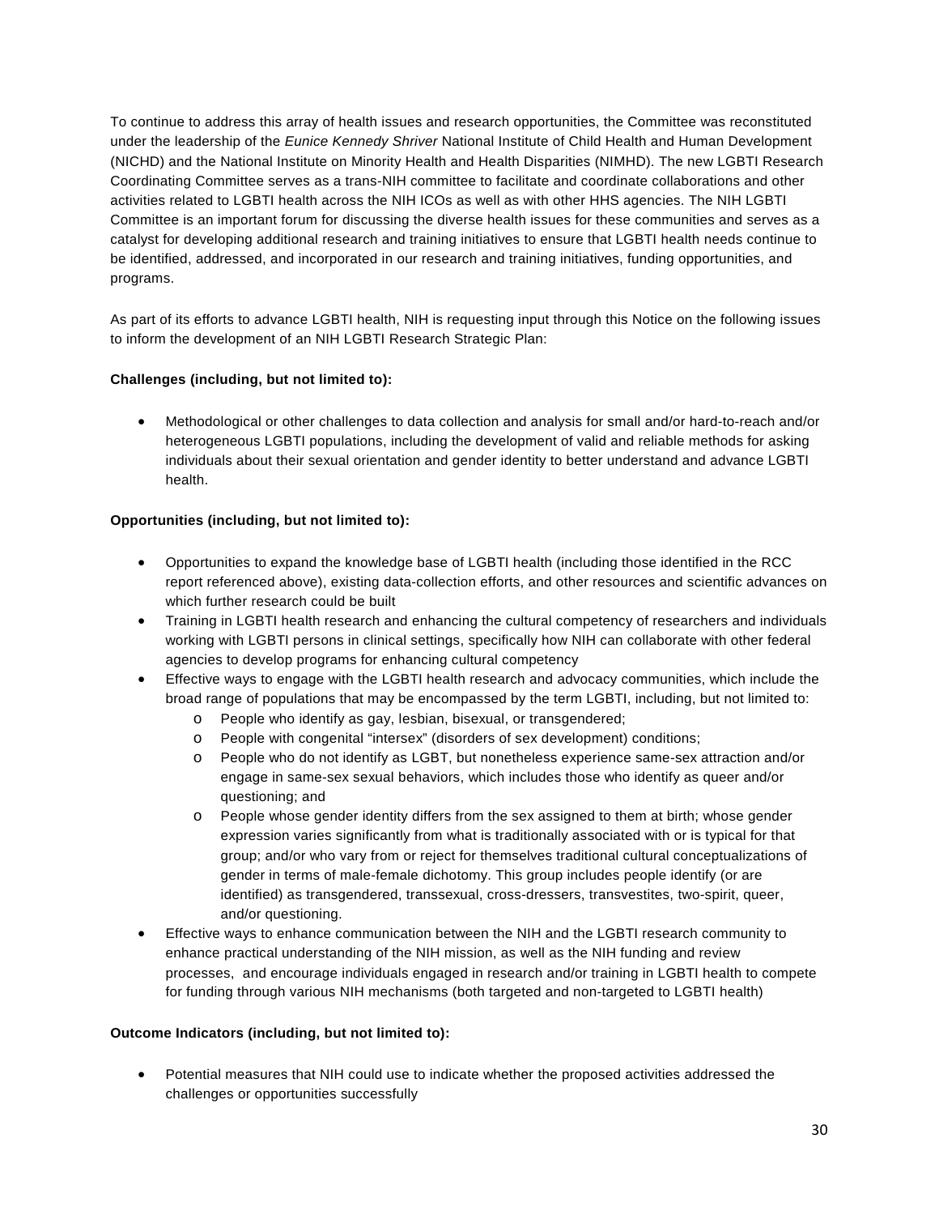To continue to address this array of health issues and research opportunities, the Committee was reconstituted under the leadership of the *Eunice Kennedy Shriver* National Institute of Child Health and Human Development (NICHD) and the National Institute on Minority Health and Health Disparities (NIMHD). The new LGBTI Research Coordinating Committee serves as a trans-NIH committee to facilitate and coordinate collaborations and other activities related to LGBTI health across the NIH ICOs as well as with other HHS agencies. The NIH LGBTI Committee is an important forum for discussing the diverse health issues for these communities and serves as a catalyst for developing additional research and training initiatives to ensure that LGBTI health needs continue to be identified, addressed, and incorporated in our research and training initiatives, funding opportunities, and programs.

As part of its efforts to advance LGBTI health, NIH is requesting input through this Notice on the following issues to inform the development of an NIH LGBTI Research Strategic Plan:

**Challenges (including, but not limited to):**

- Methodological or other challenges to data collection and analysis for small and/or hard-to-reach and/or heterogeneous LGBTI populations, including the development of valid and reliable methods for asking individuals about their sexual orientation and gender identity to better understand and advance LGBTI health.

**Opportunities (including, but not limited to):**

- Opportunities to expand the knowledge base of LGBTI health (including those identified in the RCC report referenced above), existing data-collection efforts, and other resources and scientific advances on which further research could be built
- Training in LGBTI health research and enhancing the cultural competency of researchers and individuals working with LGBTI persons in clinical settings, specifically how NIH can collaborate with other federal agencies to develop programs for enhancing cultural competency
- Effective ways to engage with the LGBTI health research and advocacy communities, which include the broad range of populations that may be encompassed by the term LGBTI, including, but not limited to:
  - People who identify as gay, lesbian, bisexual, or transgendered;
  - People with congenital "intersex" (disorders of sex development) conditions;
  - People who do not identify as LGBT, but nonetheless experience same-sex attraction and/or engage in same-sex sexual behaviors, which includes those who identify as queer and/or questioning; and
  - People whose gender identity differs from the sex assigned to them at birth; whose gender expression varies significantly from what is traditionally associated with or is typical for that group; and/or who vary from or reject for themselves traditional cultural conceptualizations of gender in terms of male-female dichotomy. This group includes people identify (or are identified) as transgendered, transsexual, cross-dressers, transvestites, two-spirit, queer, and/or questioning.
- Effective ways to enhance communication between the NIH and the LGBTI research community to enhance practical understanding of the NIH mission, as well as the NIH funding and review processes, and encourage individuals engaged in research and/or training in LGBTI health to compete for funding through various NIH mechanisms (both targeted and non-targeted to LGBTI health)

**Outcome Indicators (including, but not limited to):**

- Potential measures that NIH could use to indicate whether the proposed activities addressed the challenges or opportunities successfully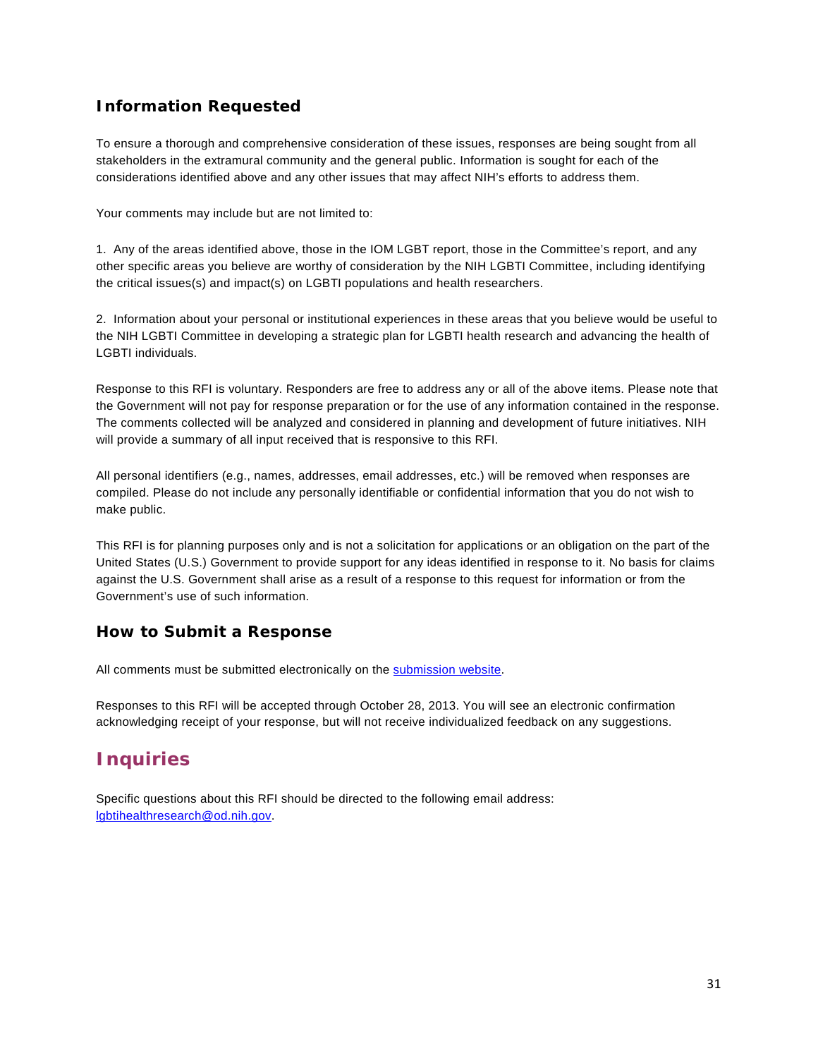### Information Requested

To ensure a thorough and comprehensive consideration of these issues, responses are being sought from all stakeholders in the extramural community and the general public. Information is sought for each of the considerations identified above and any other issues that may affect NIH's efforts to address them.

Your comments may include but are not limited to:

1. Any of the areas identified above, those in the IOM LGBT report, those in the Committee's report, and any other specific areas you believe are worthy of consideration by the NIH LGBTI Committee, including identifying the critical issues(s) and impact(s) on LGBTI populations and health researchers.

2. Information about your personal or institutional experiences in these areas that you believe would be useful to the NIH LGBTI Committee in developing a strategic plan for LGBTI health research and advancing the health of LGBTI individuals.

Response to this RFI is voluntary. Responders are free to address any or all of the above items. Please note that the Government will not pay for response preparation or for the use of any information contained in the response. The comments collected will be analyzed and considered in planning and development of future initiatives. NIH will provide a summary of all input received that is responsive to this RFI.

All personal identifiers (e.g., names, addresses, email addresses, etc.) will be removed when responses are compiled. Please do not include any personally identifiable or confidential information that you do not wish to make public.

This RFI is for planning purposes only and is not a solicitation for applications or an obligation on the part of the United States (U.S.) Government to provide support for any ideas identified in response to it. No basis for claims against the U.S. Government shall arise as a result of a response to this request for information or from the Government's use of such information.

### How to Submit a Response

All comments must be submitted electronically on the submission website.

Responses to this RFI will be accepted through October 28, 2013. You will see an electronic confirmation acknowledging receipt of your response, but will not receive individualized feedback on any suggestions.

## Inquiries

Specific questions about this RFI should be directed to the following email address: lgbtihealthresearch@od.nih.gov.